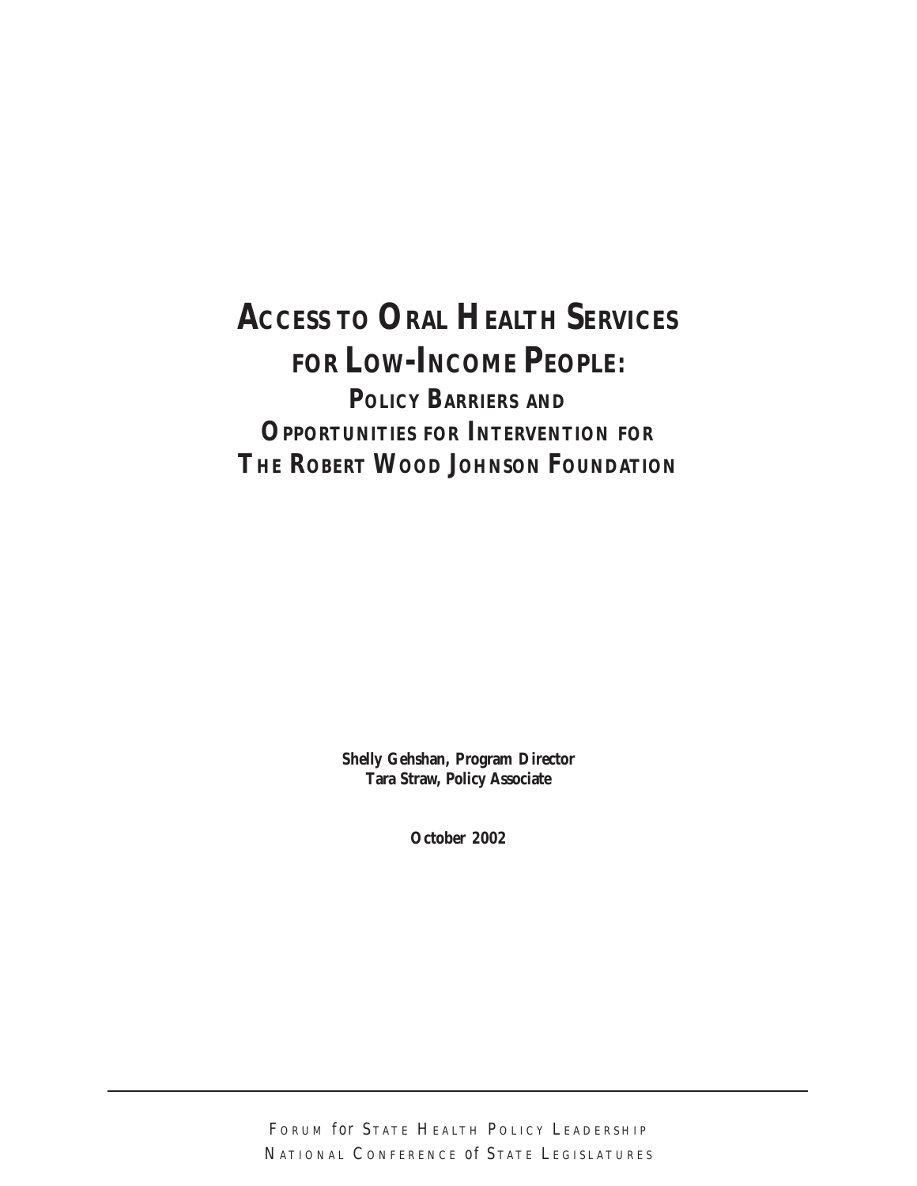# ACCESS TO ORAL HEALTH SERVICES FOR LOW-INCOME PEOPLE:

## POLICY BARRIERS AND OPPORTUNITIES FOR INTERVENTION FOR THE ROBERT WOOD JOHNSON FOUNDATION

**Shelly Gehshan, Program Director**
**Tara Straw, Policy Associate**

**October 2002**

FORUM for STATE HEALTH POLICY LEADERSHIP
NATIONAL CONFERENCE of STATE LEGISLATURES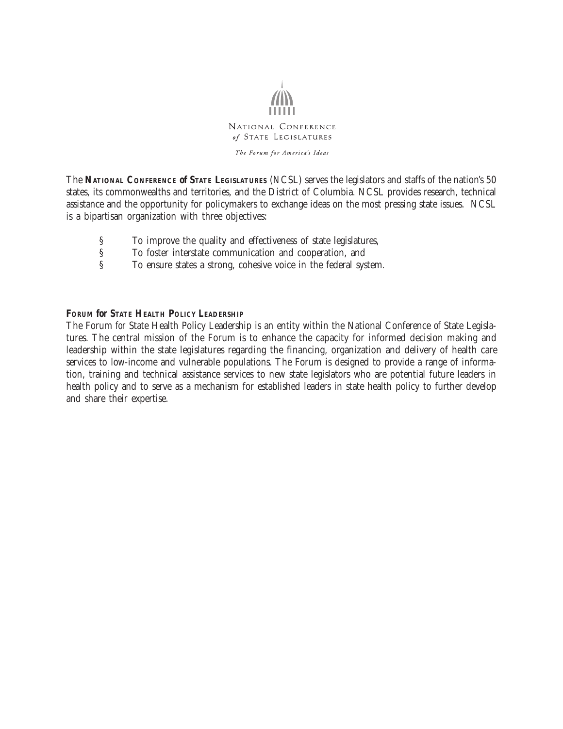NATIONAL CONFERENCE
*of* STATE LEGISLATURES

*The Forum for America's Ideas*

The **NATIONAL CONFERENCE of STATE LEGISLATURES** (NCSL) serves the legislators and staffs of the nation's 50 states, its commonwealths and territories, and the District of Columbia. NCSL provides research, technical assistance and the opportunity for policymakers to exchange ideas on the most pressing state issues. NCSL is a bipartisan organization with three objectives:

- To improve the quality and effectiveness of state legislatures,
- To foster interstate communication and cooperation, and
- To ensure states a strong, cohesive voice in the federal system.

**FORUM for STATE HEALTH POLICY LEADERSHIP**

The Forum for State Health Policy Leadership is an entity within the National Conference of State Legislatures. The central mission of the Forum is to enhance the capacity for informed decision making and leadership within the state legislatures regarding the financing, organization and delivery of health care services to low-income and vulnerable populations. The Forum is designed to provide a range of information, training and technical assistance services to new state legislators who are potential future leaders in health policy and to serve as a mechanism for established leaders in state health policy to further develop and share their expertise.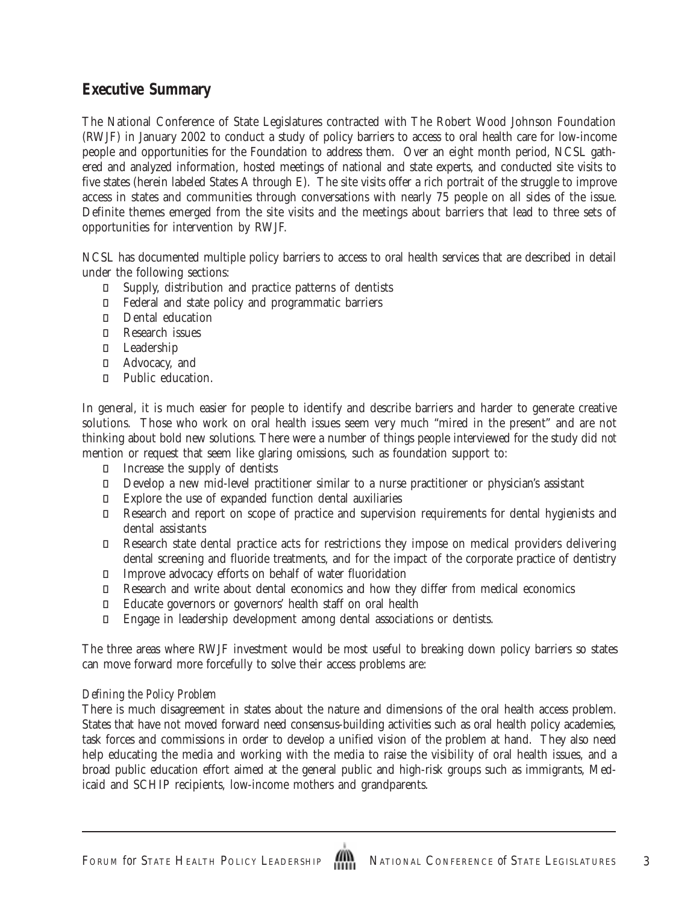## Executive Summary

The National Conference of State Legislatures contracted with The Robert Wood Johnson Foundation (RWJF) in January 2002 to conduct a study of policy barriers to access to oral health care for low-income people and opportunities for the Foundation to address them. Over an eight month period, NCSL gathered and analyzed information, hosted meetings of national and state experts, and conducted site visits to five states (herein labeled States A through E). The site visits offer a rich portrait of the struggle to improve access in states and communities through conversations with nearly 75 people on all sides of the issue. Definite themes emerged from the site visits and the meetings about barriers that lead to three sets of opportunities for intervention by RWJF.

NCSL has documented multiple policy barriers to access to oral health services that are described in detail under the following sections:

- Supply, distribution and practice patterns of dentists
- Federal and state policy and programmatic barriers
- Dental education
- Research issues
- Leadership
- Advocacy, and
- Public education.

In general, it is much easier for people to identify and describe barriers and harder to generate creative solutions. Those who work on oral health issues seem very much "mired in the present" and are not thinking about bold new solutions. There were a number of things people interviewed for the study did *not* mention or request that seem like glaring omissions, such as foundation support to:

- Increase the supply of dentists
- Develop a new mid-level practitioner similar to a nurse practitioner or physician's assistant
- Explore the use of expanded function dental auxiliaries
- Research and report on scope of practice and supervision requirements for dental hygienists and dental assistants
- Research state dental practice acts for restrictions they impose on medical providers delivering dental screening and fluoride treatments, and for the impact of the corporate practice of dentistry
- Improve advocacy efforts on behalf of water fluoridation
- Research and write about dental economics and how they differ from medical economics
- Educate governors or governors' health staff on oral health
- Engage in leadership development among dental associations or dentists.

The three areas where RWJF investment would be most useful to breaking down policy barriers so states can move forward more forcefully to solve their access problems are:

*Defining the Policy Problem*

There is much disagreement in states about the nature and dimensions of the oral health access problem. States that have not moved forward need consensus-building activities such as oral health policy academies, task forces and commissions in order to develop a unified vision of the problem at hand. They also need help educating the media and working with the media to raise the visibility of oral health issues, and a broad public education effort aimed at the general public and high-risk groups such as immigrants, Medicaid and SCHIP recipients, low-income mothers and grandparents.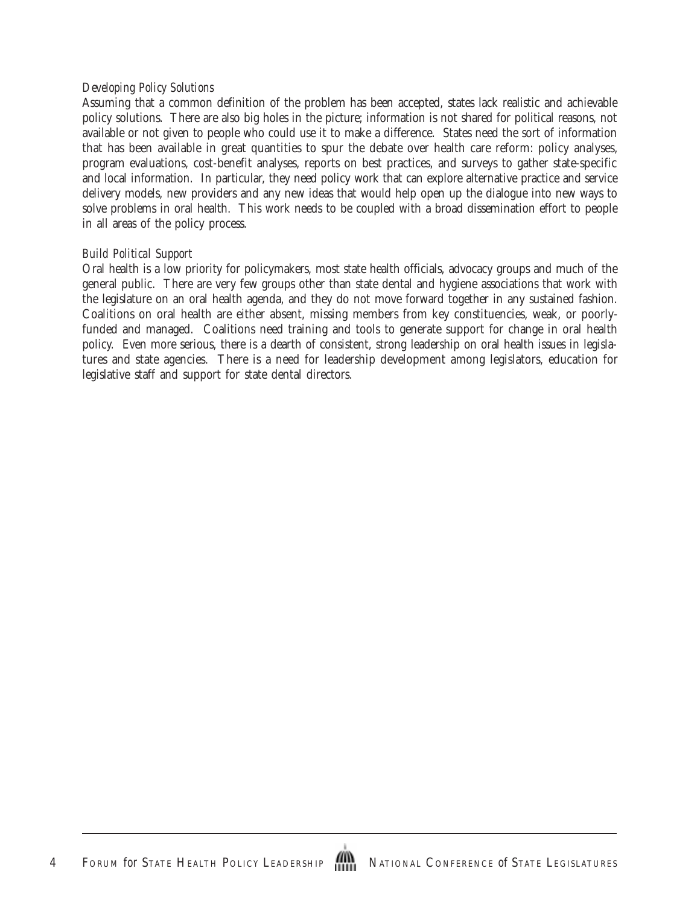*Developing Policy Solutions*

Assuming that a common definition of the problem has been accepted, states lack realistic and achievable policy solutions. There are also big holes in the picture; information is not shared for political reasons, not available or not given to people who could use it to make a difference. States need the sort of information that has been available in great quantities to spur the debate over health care reform: policy analyses, program evaluations, cost-benefit analyses, reports on best practices, and surveys to gather state-specific and local information. In particular, they need policy work that can explore alternative practice and service delivery models, new providers and any new ideas that would help open up the dialogue into new ways to solve problems in oral health. This work needs to be coupled with a broad dissemination effort to people in all areas of the policy process.

*Build Political Support*

Oral health is a low priority for policymakers, most state health officials, advocacy groups and much of the general public. There are very few groups other than state dental and hygiene associations that work with the legislature on an oral health agenda, and they do not move forward together in any sustained fashion. Coalitions on oral health are either absent, missing members from key constituencies, weak, or poorly-funded and managed. Coalitions need training and tools to generate support for change in oral health policy. Even more serious, there is a dearth of consistent, strong leadership on oral health issues in legislatures and state agencies. There is a need for leadership development among legislators, education for legislative staff and support for state dental directors.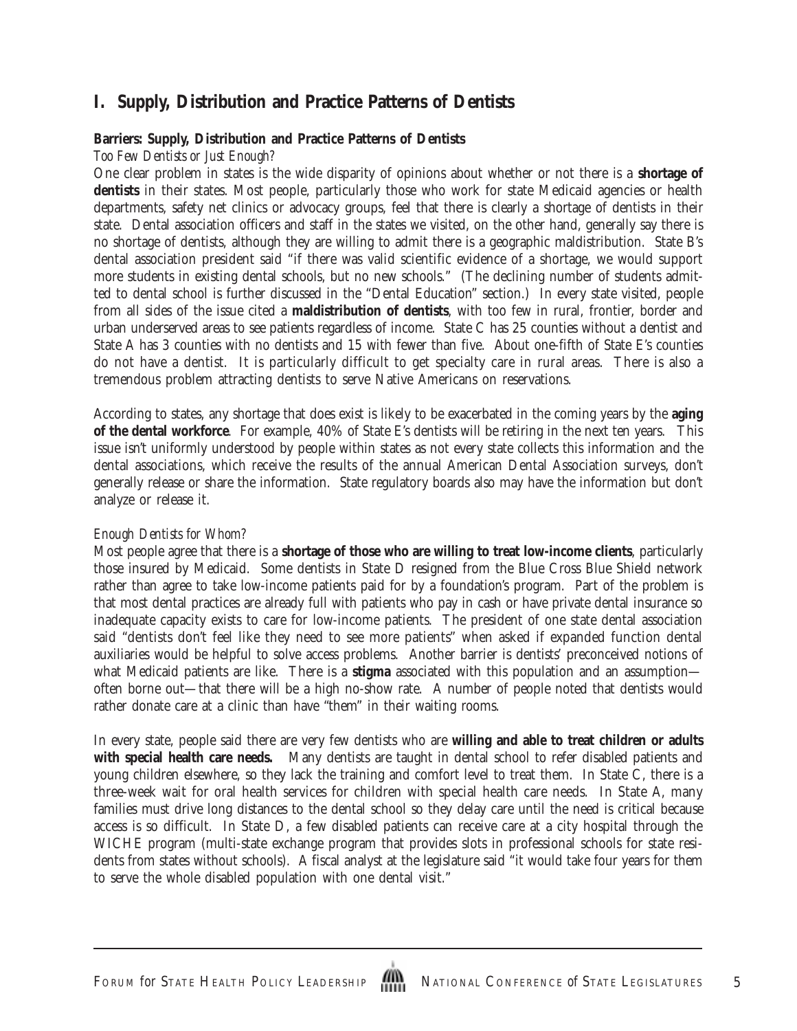## I. Supply, Distribution and Practice Patterns of Dentists

### Barriers: Supply, Distribution and Practice Patterns of Dentists

*Too Few Dentists or Just Enough?*

One clear problem in states is the wide disparity of opinions about whether or not there is a **shortage of dentists** in their states. Most people, particularly those who work for state Medicaid agencies or health departments, safety net clinics or advocacy groups, feel that there is clearly a shortage of dentists in their state. Dental association officers and staff in the states we visited, on the other hand, generally say there is no shortage of dentists, although they are willing to admit there is a geographic maldistribution. State B's dental association president said "if there was valid scientific evidence of a shortage, we would support more students in existing dental schools, but no new schools." (The declining number of students admitted to dental school is further discussed in the "Dental Education" section.) In every state visited, people from all sides of the issue cited a **maldistribution of dentists**, with too few in rural, frontier, border and urban underserved areas to see patients regardless of income. State C has 25 counties without a dentist and State A has 3 counties with no dentists and 15 with fewer than five. About one-fifth of State E's counties do not have a dentist. It is particularly difficult to get specialty care in rural areas. There is also a tremendous problem attracting dentists to serve Native Americans on reservations.

According to states, any shortage that does exist is likely to be exacerbated in the coming years by the **aging of the dental workforce**. For example, 40% of State E's dentists will be retiring in the next ten years. This issue isn't uniformly understood by people within states as not every state collects this information and the dental associations, which receive the results of the annual American Dental Association surveys, don't generally release or share the information. State regulatory boards also may have the information but don't analyze or release it.

*Enough Dentists for Whom?*

Most people agree that there is a **shortage of those who are willing to treat low-income clients**, particularly those insured by Medicaid. Some dentists in State D resigned from the Blue Cross Blue Shield network rather than agree to take low-income patients paid for by a foundation's program. Part of the problem is that most dental practices are already full with patients who pay in cash or have private dental insurance so inadequate capacity exists to care for low-income patients. The president of one state dental association said "dentists don't feel like they need to see more patients" when asked if expanded function dental auxiliaries would be helpful to solve access problems. Another barrier is dentists' preconceived notions of what Medicaid patients are like. There is a **stigma** associated with this population and an assumption—often borne out—that there will be a high no-show rate. A number of people noted that dentists would rather donate care at a clinic than have "them" in their waiting rooms.

In every state, people said there are very few dentists who are **willing and able to treat children or adults with special health care needs.** Many dentists are taught in dental school to refer disabled patients and young children elsewhere, so they lack the training and comfort level to treat them. In State C, there is a three-week wait for oral health services for children with special health care needs. In State A, many families must drive long distances to the dental school so they delay care until the need is critical because access is so difficult. In State D, a few disabled patients can receive care at a city hospital through the WICHE program (multi-state exchange program that provides slots in professional schools for state residents from states without schools). A fiscal analyst at the legislature said "it would take four years for them to serve the whole disabled population with one dental visit."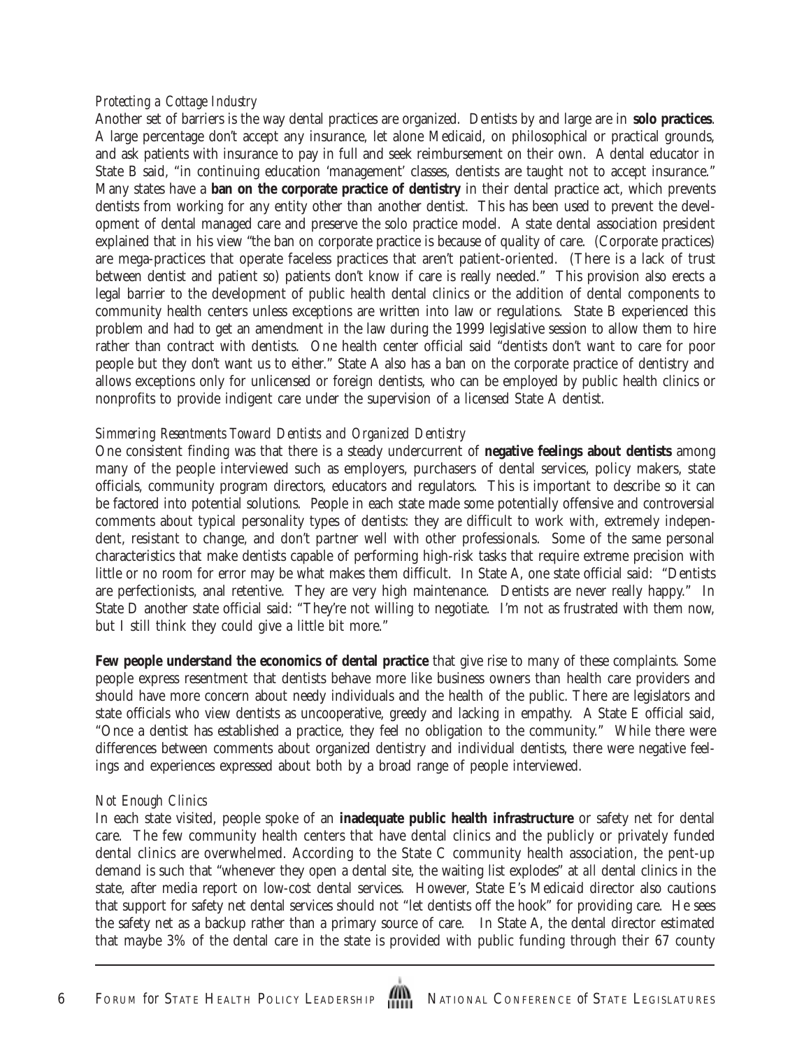*Protecting a Cottage Industry*

Another set of barriers is the way dental practices are organized. Dentists by and large are in **solo practices**. A large percentage don't accept any insurance, let alone Medicaid, on philosophical or practical grounds, and ask patients with insurance to pay in full and seek reimbursement on their own. A dental educator in State B said, "in continuing education 'management' classes, dentists are taught not to accept insurance." Many states have a **ban on the corporate practice of dentistry** in their dental practice act, which prevents dentists from working for any entity other than another dentist. This has been used to prevent the development of dental managed care and preserve the solo practice model. A state dental association president explained that in his view "the ban on corporate practice is because of quality of care. (Corporate practices) are mega-practices that operate faceless practices that aren't patient-oriented. (There is a lack of trust between dentist and patient so) patients don't know if care is really needed." This provision also erects a legal barrier to the development of public health dental clinics or the addition of dental components to community health centers unless exceptions are written into law or regulations. State B experienced this problem and had to get an amendment in the law during the 1999 legislative session to allow them to hire rather than contract with dentists. One health center official said "dentists don't want to care for poor people but they don't want us to either." State A also has a ban on the corporate practice of dentistry and allows exceptions only for unlicensed or foreign dentists, who can be employed by public health clinics or nonprofits to provide indigent care under the supervision of a licensed State A dentist.

*Simmering Resentments Toward Dentists and Organized Dentistry*

One consistent finding was that there is a steady undercurrent of **negative feelings about dentists** among many of the people interviewed such as employers, purchasers of dental services, policy makers, state officials, community program directors, educators and regulators. This is important to describe so it can be factored into potential solutions. People in each state made some potentially offensive and controversial comments about typical personality types of dentists: they are difficult to work with, extremely independent, resistant to change, and don't partner well with other professionals. Some of the same personal characteristics that make dentists capable of performing high-risk tasks that require extreme precision with little or no room for error may be what makes them difficult. In State A, one state official said: "Dentists are perfectionists, anal retentive. They are very high maintenance. Dentists are never really happy." In State D another state official said: "They're not willing to negotiate. I'm not as frustrated with them now, but I still think they could give a little bit more."

**Few people understand the economics of dental practice** that give rise to many of these complaints. Some people express resentment that dentists behave more like business owners than health care providers and should have more concern about needy individuals and the health of the public. There are legislators and state officials who view dentists as uncooperative, greedy and lacking in empathy. A State E official said, "Once a dentist has established a practice, they feel no obligation to the community." While there were differences between comments about organized dentistry and individual dentists, there were negative feelings and experiences expressed about both by a broad range of people interviewed.

*Not Enough Clinics*

In each state visited, people spoke of an **inadequate public health infrastructure** or safety net for dental care. The few community health centers that have dental clinics and the publicly or privately funded dental clinics are overwhelmed. According to the State C community health association, the pent-up demand is such that "whenever they open a dental site, the waiting list explodes" at *all* dental clinics in the state, after media report on low-cost dental services. However, State E's Medicaid director also cautions that support for safety net dental services should not "let dentists off the hook" for providing care. He sees the safety net as a backup rather than a primary source of care. In State A, the dental director estimated that maybe 3% of the dental care in the state is provided with public funding through their 67 county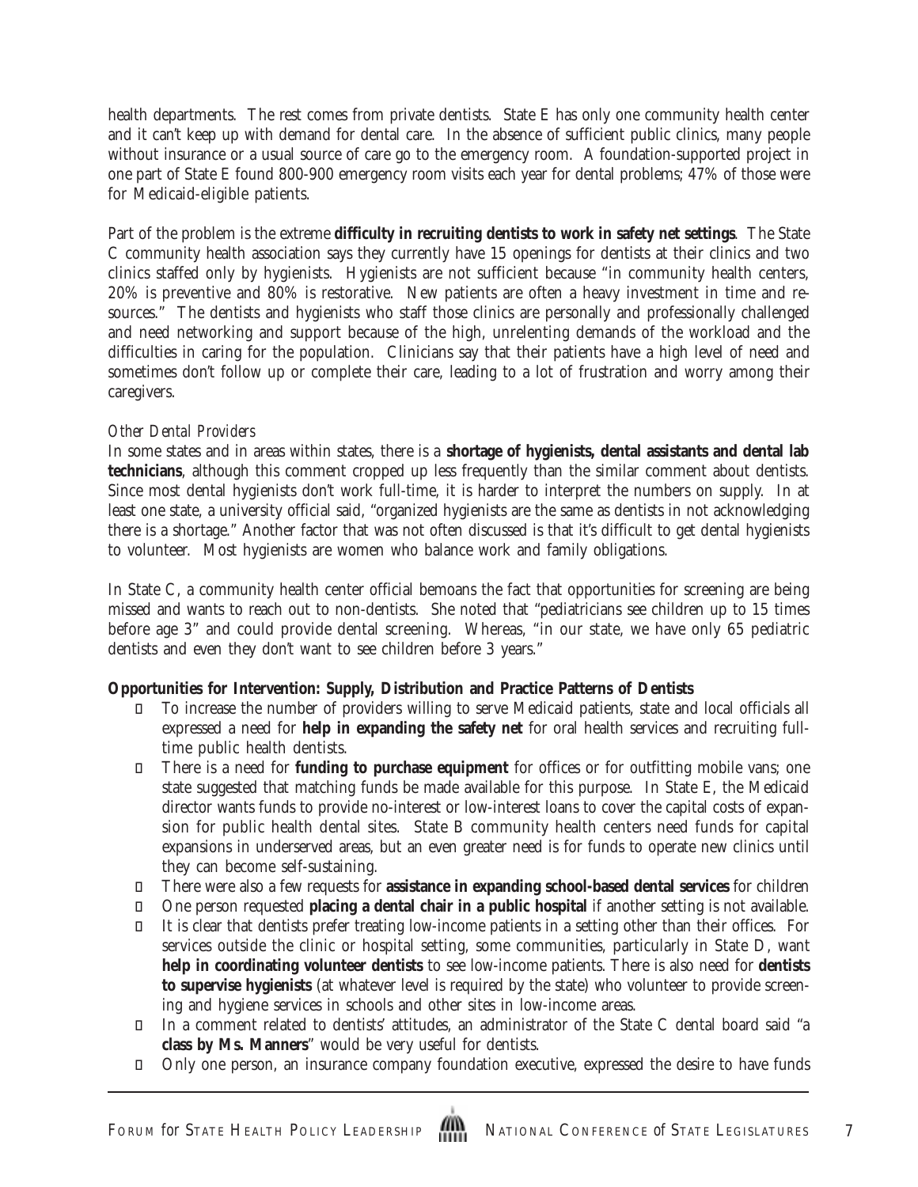health departments. The rest comes from private dentists. State E has only one community health center and it can't keep up with demand for dental care. In the absence of sufficient public clinics, many people without insurance or a usual source of care go to the emergency room. A foundation-supported project in one part of State E found 800-900 emergency room visits each year for dental problems; 47% of those were for Medicaid-eligible patients.

Part of the problem is the extreme **difficulty in recruiting dentists to work in safety net settings**. The State C community health association says they currently have 15 openings for dentists at their clinics and two clinics staffed only by hygienists. Hygienists are not sufficient because "in community health centers, 20% is preventive and 80% is restorative. New patients are often a heavy investment in time and resources." The dentists and hygienists who staff those clinics are personally and professionally challenged and need networking and support because of the high, unrelenting demands of the workload and the difficulties in caring for the population. Clinicians say that their patients have a high level of need and sometimes don't follow up or complete their care, leading to a lot of frustration and worry among their caregivers.

*Other Dental Providers*

In some states and in areas within states, there is a **shortage of hygienists, dental assistants and dental lab technicians**, although this comment cropped up less frequently than the similar comment about dentists. Since most dental hygienists don't work full-time, it is harder to interpret the numbers on supply. In at least one state, a university official said, "organized hygienists are the same as dentists in not acknowledging there is a shortage." Another factor that was not often discussed is that it's difficult to get dental hygienists to volunteer. Most hygienists are women who balance work and family obligations.

In State C, a community health center official bemoans the fact that opportunities for screening are being missed and wants to reach out to non-dentists. She noted that "pediatricians see children up to 15 times before age 3" and could provide dental screening. Whereas, "in our state, we have only 65 pediatric dentists and even they don't want to see children before 3 years."

**Opportunities for Intervention: Supply, Distribution and Practice Patterns of Dentists**

- To increase the number of providers willing to serve Medicaid patients, state and local officials all expressed a need for **help in expanding the safety net** for oral health services and recruiting full-time public health dentists.
- There is a need for **funding to purchase equipment** for offices or for outfitting mobile vans; one state suggested that matching funds be made available for this purpose. In State E, the Medicaid director wants funds to provide no-interest or low-interest loans to cover the capital costs of expansion for public health dental sites. State B community health centers need funds for capital expansions in underserved areas, but an even greater need is for funds to operate new clinics until they can become self-sustaining.
- There were also a few requests for **assistance in expanding school-based dental services** for children
- One person requested **placing a dental chair in a public hospital** if another setting is not available.
- It is clear that dentists prefer treating low-income patients in a setting other than their offices. For services outside the clinic or hospital setting, some communities, particularly in State D, want **help in coordinating volunteer dentists** to see low-income patients. There is also need for **dentists to supervise hygienists** (at whatever level is required by the state) who volunteer to provide screening and hygiene services in schools and other sites in low-income areas.
- In a comment related to dentists' attitudes, an administrator of the State C dental board said "a **class by Ms. Manners**" would be very useful for dentists.
- Only one person, an insurance company foundation executive, expressed the desire to have funds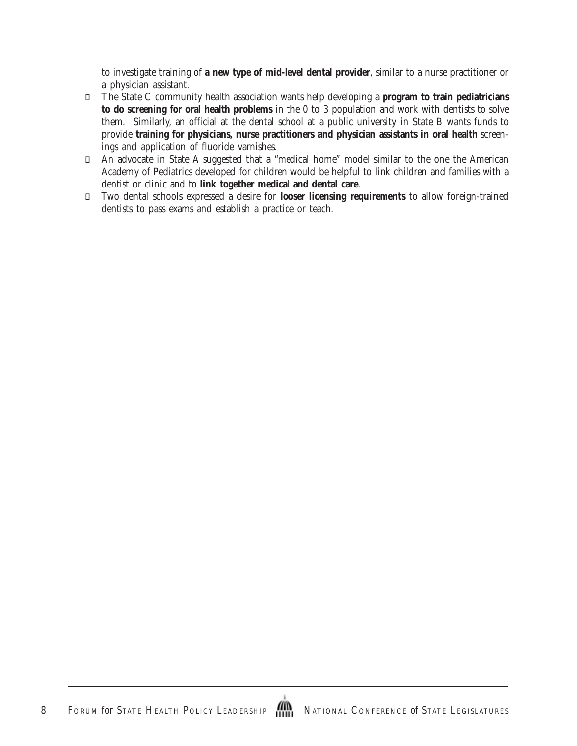to investigate training of **a new type of mid-level dental provider**, similar to a nurse practitioner or a physician assistant.

- The State C community health association wants help developing a **program to train pediatricians to do screening for oral health problems** in the 0 to 3 population and work with dentists to solve them. Similarly, an official at the dental school at a public university in State B wants funds to provide **training for physicians, nurse practitioners and physician assistants in oral health** screenings and application of fluoride varnishes.
- An advocate in State A suggested that a "medical home" model similar to the one the American Academy of Pediatrics developed for children would be helpful to link children and families with a dentist or clinic and to **link together medical and dental care**.
- Two dental schools expressed a desire for **looser licensing requirements** to allow foreign-trained dentists to pass exams and establish a practice or teach.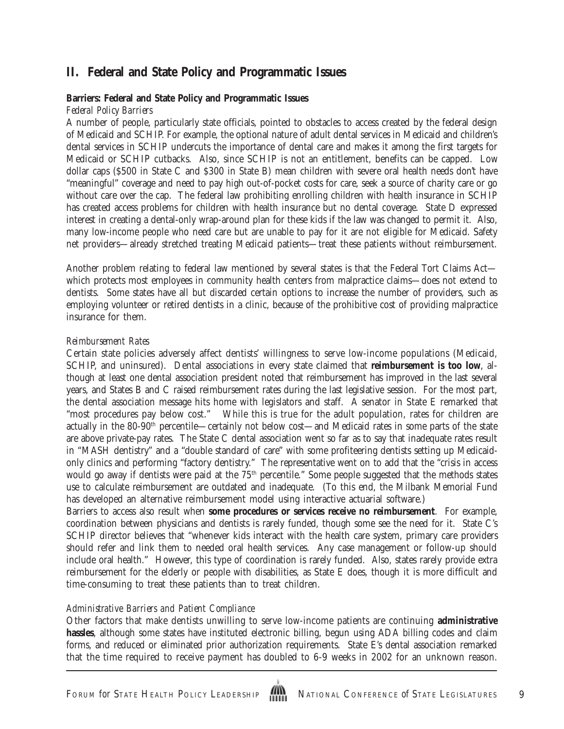## II. Federal and State Policy and Programmatic Issues

### Barriers: Federal and State Policy and Programmatic Issues

*Federal Policy Barriers*

A number of people, particularly state officials, pointed to obstacles to access created by the federal design of Medicaid and SCHIP. For example, the optional nature of adult dental services in Medicaid and children's dental services in SCHIP undercuts the importance of dental care and makes it among the first targets for Medicaid or SCHIP cutbacks. Also, since SCHIP is not an entitlement, benefits can be capped. Low dollar caps ($500 in State C and $300 in State B) mean children with severe oral health needs don't have "meaningful" coverage and need to pay high out-of-pocket costs for care, seek a source of charity care or go without care over the cap. The federal law prohibiting enrolling children with health insurance in SCHIP has created access problems for children with health insurance but no dental coverage. State D expressed interest in creating a dental-only wrap-around plan for these kids if the law was changed to permit it. Also, many low-income people who need care but are unable to pay for it are not eligible for Medicaid. Safety net providers—already stretched treating Medicaid patients—treat these patients without reimbursement.

Another problem relating to federal law mentioned by several states is that the Federal Tort Claims Act—which protects most employees in community health centers from malpractice claims—does not extend to dentists. Some states have all but discarded certain options to increase the number of providers, such as employing volunteer or retired dentists in a clinic, because of the prohibitive cost of providing malpractice insurance for them.

*Reimbursement Rates*

Certain state policies adversely affect dentists' willingness to serve low-income populations (Medicaid, SCHIP, and uninsured). Dental associations in every state claimed that **reimbursement is too low**, although at least one dental association president noted that reimbursement has improved in the last several years, and States B and C raised reimbursement rates during the last legislative session. For the most part, the dental association message hits home with legislators and staff. A senator in State E remarked that "most procedures pay below cost." While this is true for the adult population, rates for children are actually in the 80-90th percentile—certainly not below cost—and Medicaid rates in some parts of the state are above private-pay rates. The State C dental association went so far as to say that inadequate rates result in "MASH dentistry" and a "double standard of care" with some profiteering dentists setting up Medicaid-only clinics and performing "factory dentistry." The representative went on to add that the "crisis in access would go away if dentists were paid at the 75th percentile." Some people suggested that the methods states use to calculate reimbursement are outdated and inadequate. (To this end, the Milbank Memorial Fund has developed an alternative reimbursement model using interactive actuarial software.)

Barriers to access also result when **some procedures or services receive no reimbursement**. For example, coordination between physicians and dentists is rarely funded, though some see the need for it. State C's SCHIP director believes that "whenever kids interact with the health care system, primary care providers should refer and link them to needed oral health services. Any case management or follow-up should include oral health." However, this type of coordination is rarely funded. Also, states rarely provide extra reimbursement for the elderly or people with disabilities, as State E does, though it is more difficult and time-consuming to treat these patients than to treat children.

*Administrative Barriers and Patient Compliance*

Other factors that make dentists unwilling to serve low-income patients are continuing **administrative hassles**, although some states have instituted electronic billing, begun using ADA billing codes and claim forms, and reduced or eliminated prior authorization requirements. State E's dental association remarked that the time required to receive payment has doubled to 6-9 weeks in 2002 for an unknown reason.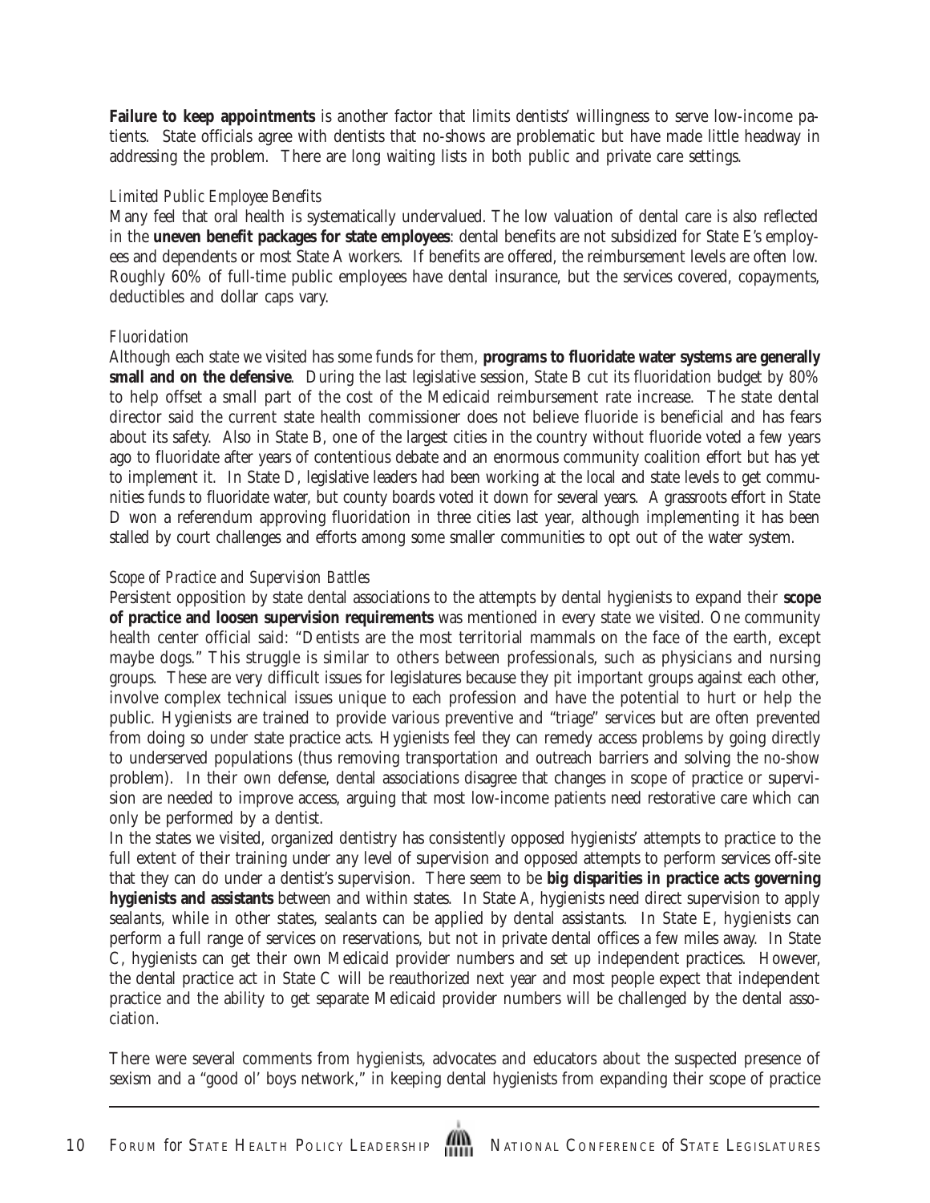**Failure to keep appointments** is another factor that limits dentists' willingness to serve low-income patients. State officials agree with dentists that no-shows are problematic but have made little headway in addressing the problem. There are long waiting lists in both public and private care settings.

*Limited Public Employee Benefits*

Many feel that oral health is systematically undervalued. The low valuation of dental care is also reflected in the **uneven benefit packages for state employees**: dental benefits are not subsidized for State E's employees and dependents or most State A workers. If benefits are offered, the reimbursement levels are often low. Roughly 60% of full-time public employees have dental insurance, but the services covered, copayments, deductibles and dollar caps vary.

*Fluoridation*

Although each state we visited has some funds for them, **programs to fluoridate water systems are generally small and on the defensive**. During the last legislative session, State B cut its fluoridation budget by 80% to help offset a small part of the cost of the Medicaid reimbursement rate increase. The state dental director said the current state health commissioner does not believe fluoride is beneficial and has fears about its safety. Also in State B, one of the largest cities in the country without fluoride voted a few years ago to fluoridate after years of contentious debate and an enormous community coalition effort but has yet to implement it. In State D, legislative leaders had been working at the local and state levels to get communities funds to fluoridate water, but county boards voted it down for several years. A grassroots effort in State D won a referendum approving fluoridation in three cities last year, although implementing it has been stalled by court challenges and efforts among some smaller communities to opt out of the water system.

*Scope of Practice and Supervision Battles*

Persistent opposition by state dental associations to the attempts by dental hygienists to expand their **scope of practice and loosen supervision requirements** was mentioned in every state we visited. One community health center official said: "Dentists are the most territorial mammals on the face of the earth, except maybe dogs." This struggle is similar to others between professionals, such as physicians and nursing groups. These are very difficult issues for legislatures because they pit important groups against each other, involve complex technical issues unique to each profession and have the potential to hurt or help the public. Hygienists are trained to provide various preventive and "triage" services but are often prevented from doing so under state practice acts. Hygienists feel they can remedy access problems by going directly to underserved populations (thus removing transportation and outreach barriers and solving the no-show problem). In their own defense, dental associations disagree that changes in scope of practice or supervision are needed to improve access, arguing that most low-income patients need restorative care which can only be performed by a dentist.

In the states we visited, organized dentistry has consistently opposed hygienists' attempts to practice to the full extent of their training under any level of supervision and opposed attempts to perform services off-site that they can do under a dentist's supervision. There seem to be **big disparities in practice acts governing hygienists and assistants** between and within states. In State A, hygienists need direct supervision to apply sealants, while in other states, sealants can be applied by dental assistants. In State E, hygienists can perform a full range of services on reservations, but not in private dental offices a few miles away. In State C, hygienists can get their own Medicaid provider numbers and set up independent practices. However, the dental practice act in State C will be reauthorized next year and most people expect that independent practice and the ability to get separate Medicaid provider numbers will be challenged by the dental association.

There were several comments from hygienists, advocates and educators about the suspected presence of sexism and a "good ol' boys network," in keeping dental hygienists from expanding their scope of practice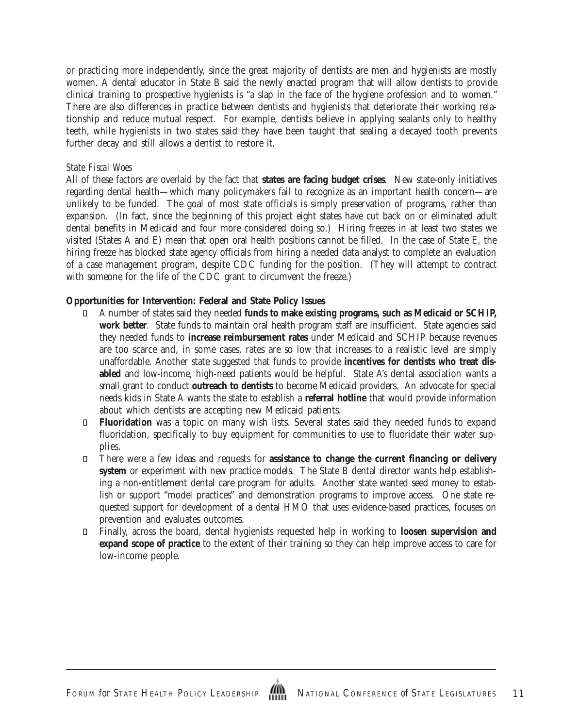or practicing more independently, since the great majority of dentists are men and hygienists are mostly women. A dental educator in State B said the newly enacted program that will allow dentists to provide clinical training to prospective hygienists is "a slap in the face of the hygiene profession and to women." There are also differences in practice between dentists and hygienists that deteriorate their working relationship and reduce mutual respect. For example, dentists believe in applying sealants only to healthy teeth, while hygienists in two states said they have been taught that sealing a decayed tooth prevents further decay and still allows a dentist to restore it.

*State Fiscal Woes*

All of these factors are overlaid by the fact that **states are facing budget crises**. New state-only initiatives regarding dental health—which many policymakers fail to recognize as an important health concern—are unlikely to be funded. The goal of most state officials is simply preservation of programs, rather than expansion. (In fact, since the beginning of this project eight states have cut back on or eliminated adult dental benefits in Medicaid and four more considered doing so.) Hiring freezes in at least two states we visited (States A and E) mean that open oral health positions cannot be filled. In the case of State E, the hiring freeze has blocked state agency officials from hiring a needed data analyst to complete an evaluation of a case management program, despite CDC funding for the position. (They will attempt to contract with someone for the life of the CDC grant to circumvent the freeze.)

**Opportunities for Intervention: Federal and State Policy Issues**

- A number of states said they needed **funds to make existing programs, such as Medicaid or SCHIP, work better**. State funds to maintain oral health program staff are insufficient. State agencies said they needed funds to **increase reimbursement rates** under Medicaid and SCHIP because revenues are too scarce and, in some cases, rates are so low that increases to a realistic level are simply unaffordable. Another state suggested that funds to provide **incentives for dentists who treat disabled** and low-income, high-need patients would be helpful. State A's dental association wants a small grant to conduct **outreach to dentists** to become Medicaid providers. An advocate for special needs kids in State A wants the state to establish a **referral hotline** that would provide information about which dentists are accepting new Medicaid patients.
- **Fluoridation** was a topic on many wish lists. Several states said they needed funds to expand fluoridation, specifically to buy equipment for communities to use to fluoridate their water supplies.
- There were a few ideas and requests for **assistance to change the current financing or delivery system** or experiment with new practice models. The State B dental director wants help establishing a non-entitlement dental care program for adults. Another state wanted seed money to establish or support "model practices" and demonstration programs to improve access. One state requested support for development of a dental HMO that uses evidence-based practices, focuses on prevention and evaluates outcomes.
- Finally, across the board, dental hygienists requested help in working to **loosen supervision and expand scope of practice** to the extent of their training so they can help improve access to care for low-income people.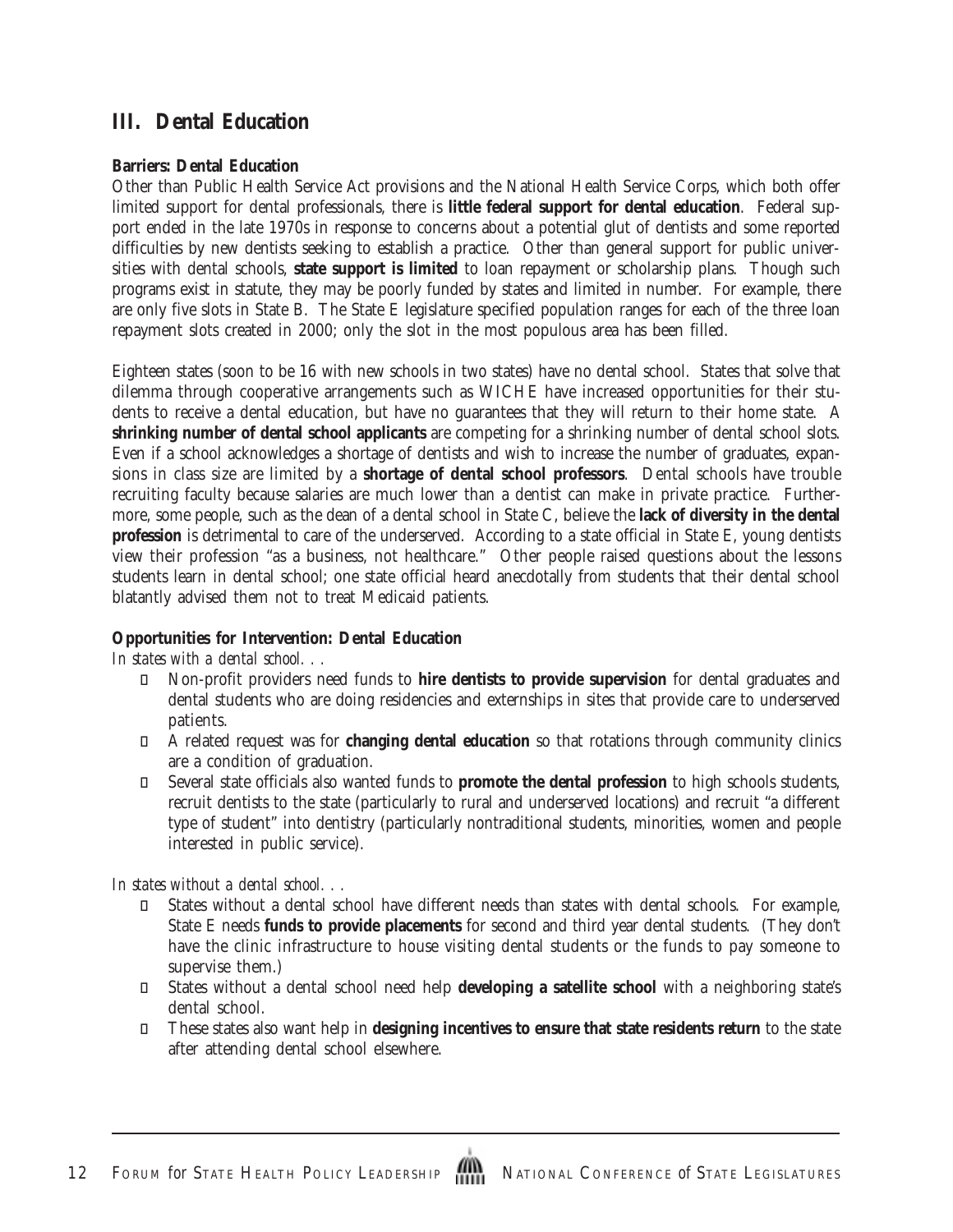## III. Dental Education

**Barriers: Dental Education**

Other than Public Health Service Act provisions and the National Health Service Corps, which both offer limited support for dental professionals, there is **little federal support for dental education**. Federal support ended in the late 1970s in response to concerns about a potential glut of dentists and some reported difficulties by new dentists seeking to establish a practice. Other than general support for public universities with dental schools, **state support is limited** to loan repayment or scholarship plans. Though such programs exist in statute, they may be poorly funded by states and limited in number. For example, there are only five slots in State B. The State E legislature specified population ranges for each of the three loan repayment slots created in 2000; only the slot in the most populous area has been filled.

Eighteen states (soon to be 16 with new schools in two states) have no dental school. States that solve that dilemma through cooperative arrangements such as WICHE have increased opportunities for their students to receive a dental education, but have no guarantees that they will return to their home state. A **shrinking number of dental school applicants** are competing for a shrinking number of dental school slots. Even if a school acknowledges a shortage of dentists and wish to increase the number of graduates, expansions in class size are limited by a **shortage of dental school professors**. Dental schools have trouble recruiting faculty because salaries are much lower than a dentist can make in private practice. Furthermore, some people, such as the dean of a dental school in State C, believe the **lack of diversity in the dental profession** is detrimental to care of the underserved. According to a state official in State E, young dentists view their profession "as a business, not healthcare." Other people raised questions about the lessons students learn in dental school; one state official heard anecdotally from students that their dental school blatantly advised them not to treat Medicaid patients.

**Opportunities for Intervention: Dental Education**

*In states with a dental school. . .*

- Non-profit providers need funds to **hire dentists to provide supervision** for dental graduates and dental students who are doing residencies and externships in sites that provide care to underserved patients.
- A related request was for **changing dental education** so that rotations through community clinics are a condition of graduation.
- Several state officials also wanted funds to **promote the dental profession** to high schools students, recruit dentists to the state (particularly to rural and underserved locations) and recruit "a different type of student" into dentistry (particularly nontraditional students, minorities, women and people interested in public service).

*In states without a dental school. . .*

- States without a dental school have different needs than states with dental schools. For example, State E needs **funds to provide placements** for second and third year dental students. (They don't have the clinic infrastructure to house visiting dental students or the funds to pay someone to supervise them.)
- States without a dental school need help **developing a satellite school** with a neighboring state's dental school.
- These states also want help in **designing incentives to ensure that state residents return** to the state after attending dental school elsewhere.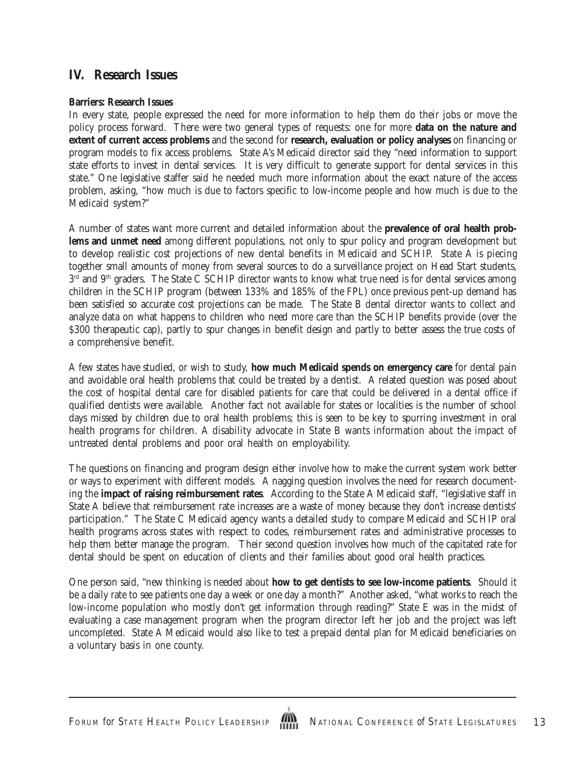## IV. Research Issues

**Barriers: Research Issues**

In every state, people expressed the need for more information to help them do their jobs or move the policy process forward. There were two general types of requests: one for more **data on the nature and extent of current access problems** and the second for **research, evaluation or policy analyses** on financing or program models to fix access problems. State A's Medicaid director said they "need information to support state efforts to invest in dental services. It is very difficult to generate support for dental services in this state." One legislative staffer said he needed much more information about the exact nature of the access problem, asking, "how much is due to factors specific to low-income people and how much is due to the Medicaid system?"

A number of states want more current and detailed information about the **prevalence of oral health problems and unmet need** among different populations, not only to spur policy and program development but to develop realistic cost projections of new dental benefits in Medicaid and SCHIP. State A is piecing together small amounts of money from several sources to do a surveillance project on Head Start students, 3rd and 9th graders. The State C SCHIP director wants to know what true need is for dental services among children in the SCHIP program (between 133% and 185% of the FPL) once previous pent-up demand has been satisfied so accurate cost projections can be made. The State B dental director wants to collect and analyze data on what happens to children who need more care than the SCHIP benefits provide (over the $300 therapeutic cap), partly to spur changes in benefit design and partly to better assess the true costs of a comprehensive benefit.

A few states have studied, or wish to study, **how much Medicaid spends on emergency care** for dental pain and avoidable oral health problems that could be treated by a dentist. A related question was posed about the cost of hospital dental care for disabled patients for care that could be delivered in a dental office if qualified dentists were available. Another fact not available for states or localities is the number of school days missed by children due to oral health problems; this is seen to be key to spurring investment in oral health programs for children. A disability advocate in State B wants information about the impact of untreated dental problems and poor oral health on employability.

The questions on financing and program design either involve how to make the current system work better or ways to experiment with different models. A nagging question involves the need for research documenting the **impact of raising reimbursement rates**. According to the State A Medicaid staff, "legislative staff in State A believe that reimbursement rate increases are a waste of money because they don't increase dentists' participation." The State C Medicaid agency wants a detailed study to compare Medicaid and SCHIP oral health programs across states with respect to codes, reimbursement rates and administrative processes to help them better manage the program. Their second question involves how much of the capitated rate for dental should be spent on education of clients and their families about good oral health practices.

One person said, "new thinking is needed about **how to get dentists to see low-income patients**. Should it be a daily rate to see patients one day a week or one day a month?" Another asked, "what works to reach the low-income population who mostly don't get information through reading?" State E was in the midst of evaluating a case management program when the program director left her job and the project was left uncompleted. State A Medicaid would also like to test a prepaid dental plan for Medicaid beneficiaries on a voluntary basis in one county.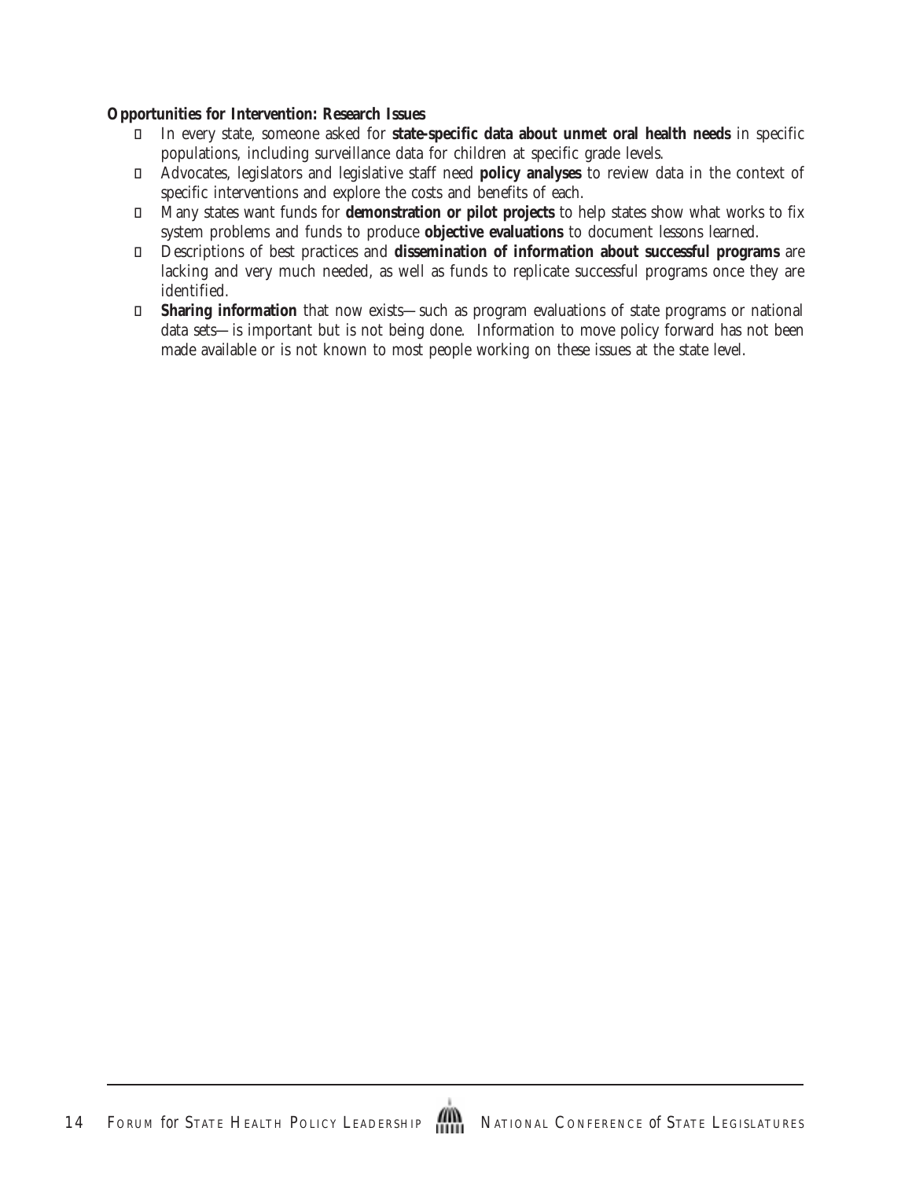**Opportunities for Intervention: Research Issues**

- In every state, someone asked for **state-specific data about unmet oral health needs** in specific populations, including surveillance data for children at specific grade levels.
- Advocates, legislators and legislative staff need **policy analyses** to review data in the context of specific interventions and explore the costs and benefits of each.
- Many states want funds for **demonstration or pilot projects** to help states show what works to fix system problems and funds to produce **objective evaluations** to document lessons learned.
- Descriptions of best practices and **dissemination of information about successful programs** are lacking and very much needed, as well as funds to replicate successful programs once they are identified.
- **Sharing information** that now exists—such as program evaluations of state programs or national data sets—is important but is not being done. Information to move policy forward has not been made available or is not known to most people working on these issues at the state level.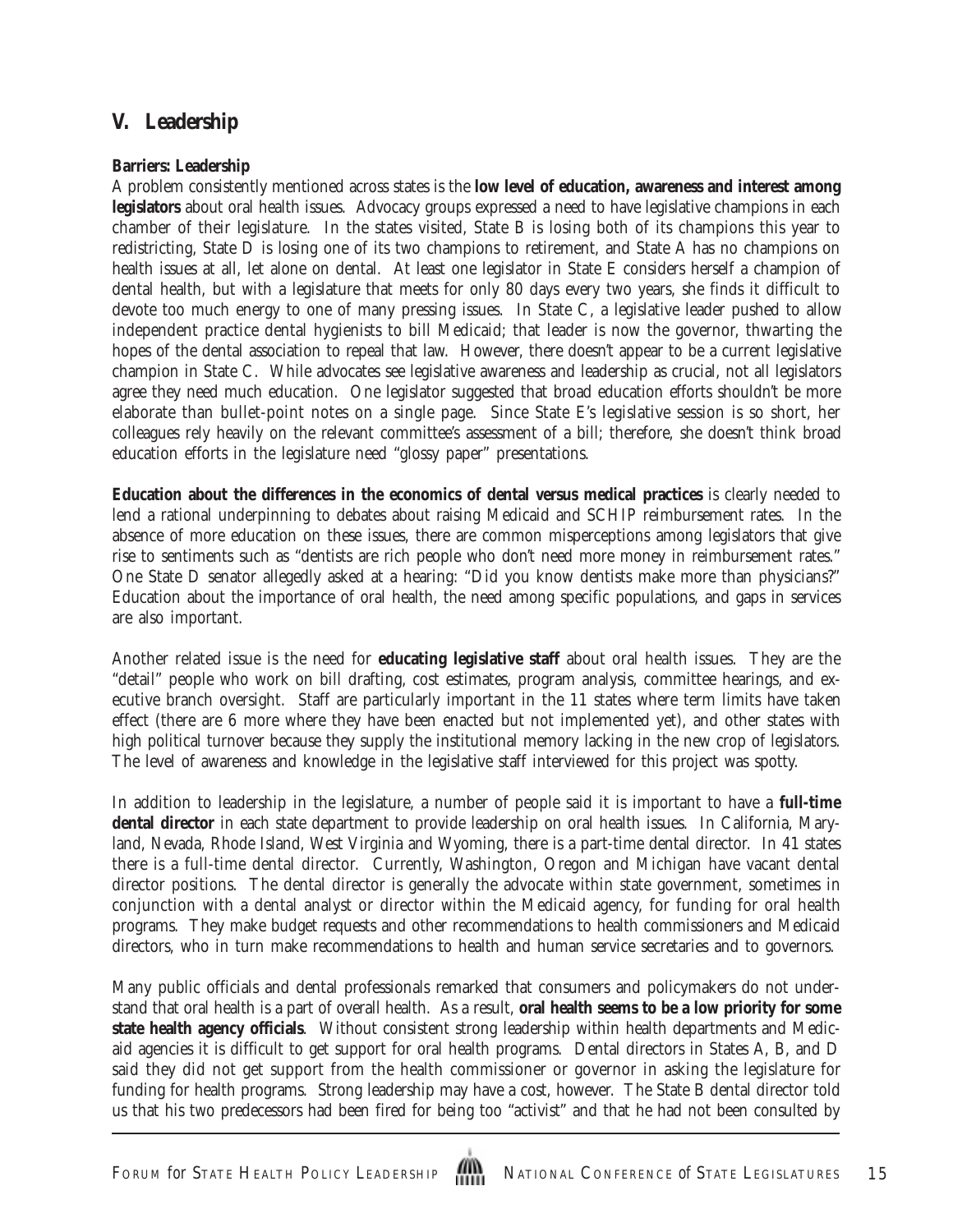## V. Leadership

**Barriers: Leadership**

A problem consistently mentioned across states is the **low level of education, awareness and interest among legislators** about oral health issues. Advocacy groups expressed a need to have legislative champions in each chamber of their legislature. In the states visited, State B is losing both of its champions this year to redistricting, State D is losing one of its two champions to retirement, and State A has no champions on health issues at all, let alone on dental. At least one legislator in State E considers herself a champion of dental health, but with a legislature that meets for only 80 days every two years, she finds it difficult to devote too much energy to one of many pressing issues. In State C, a legislative leader pushed to allow independent practice dental hygienists to bill Medicaid; that leader is now the governor, thwarting the hopes of the dental association to repeal that law. However, there doesn't appear to be a current legislative champion in State C. While advocates see legislative awareness and leadership as crucial, not all legislators agree they need much education. One legislator suggested that broad education efforts shouldn't be more elaborate than bullet-point notes on a single page. Since State E's legislative session is so short, her colleagues rely heavily on the relevant committee's assessment of a bill; therefore, she doesn't think broad education efforts in the legislature need "glossy paper" presentations.

**Education about the differences in the economics of dental versus medical practices** is clearly needed to lend a rational underpinning to debates about raising Medicaid and SCHIP reimbursement rates. In the absence of more education on these issues, there are common misperceptions among legislators that give rise to sentiments such as "dentists are rich people who don't need more money in reimbursement rates." One State D senator allegedly asked at a hearing: "Did you know dentists make more than physicians?" Education about the importance of oral health, the need among specific populations, and gaps in services are also important.

Another related issue is the need for **educating legislative staff** about oral health issues. They are the "detail" people who work on bill drafting, cost estimates, program analysis, committee hearings, and executive branch oversight. Staff are particularly important in the 11 states where term limits have taken effect (there are 6 more where they have been enacted but not implemented yet), and other states with high political turnover because they supply the institutional memory lacking in the new crop of legislators. The level of awareness and knowledge in the legislative staff interviewed for this project was spotty.

In addition to leadership in the legislature, a number of people said it is important to have a **full-time dental director** in each state department to provide leadership on oral health issues. In California, Maryland, Nevada, Rhode Island, West Virginia and Wyoming, there is a part-time dental director. In 41 states there is a full-time dental director. Currently, Washington, Oregon and Michigan have vacant dental director positions. The dental director is generally the advocate within state government, sometimes in conjunction with a dental analyst or director within the Medicaid agency, for funding for oral health programs. They make budget requests and other recommendations to health commissioners and Medicaid directors, who in turn make recommendations to health and human service secretaries and to governors.

Many public officials and dental professionals remarked that consumers and policymakers do not understand that oral health is a part of overall health. As a result, **oral health seems to be a low priority for some state health agency officials**. Without consistent strong leadership within health departments and Medicaid agencies it is difficult to get support for oral health programs. Dental directors in States A, B, and D said they did not get support from the health commissioner or governor in asking the legislature for funding for health programs. Strong leadership may have a cost, however. The State B dental director told us that his two predecessors had been fired for being too "activist" and that he had not been consulted by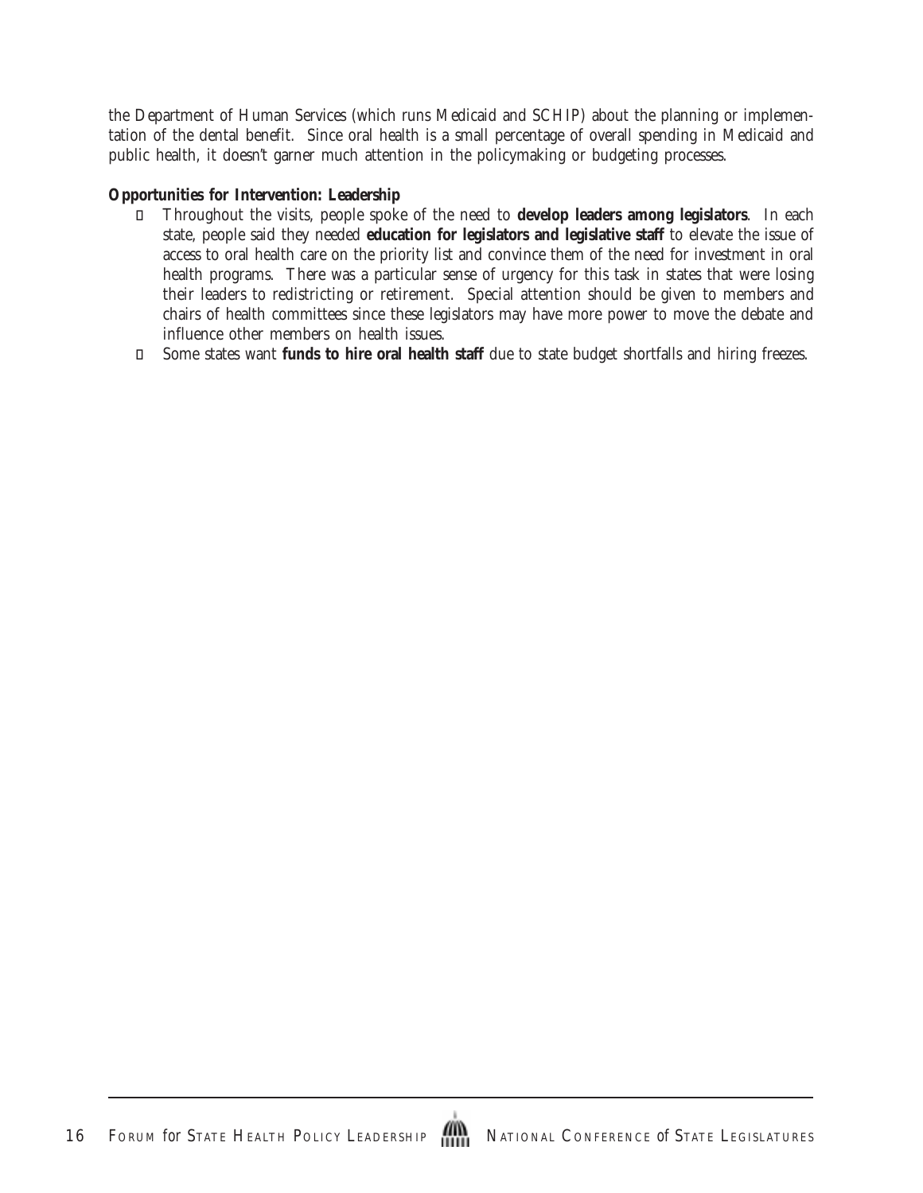the Department of Human Services (which runs Medicaid and SCHIP) about the planning or implementation of the dental benefit. Since oral health is a small percentage of overall spending in Medicaid and public health, it doesn't garner much attention in the policymaking or budgeting processes.

**Opportunities for Intervention: Leadership**

- Throughout the visits, people spoke of the need to **develop leaders among legislators**. In each state, people said they needed **education for legislators and legislative staff** to elevate the issue of access to oral health care on the priority list and convince them of the need for investment in oral health programs. There was a particular sense of urgency for this task in states that were losing their leaders to redistricting or retirement. Special attention should be given to members and chairs of health committees since these legislators may have more power to move the debate and influence other members on health issues.
- Some states want **funds to hire oral health staff** due to state budget shortfalls and hiring freezes.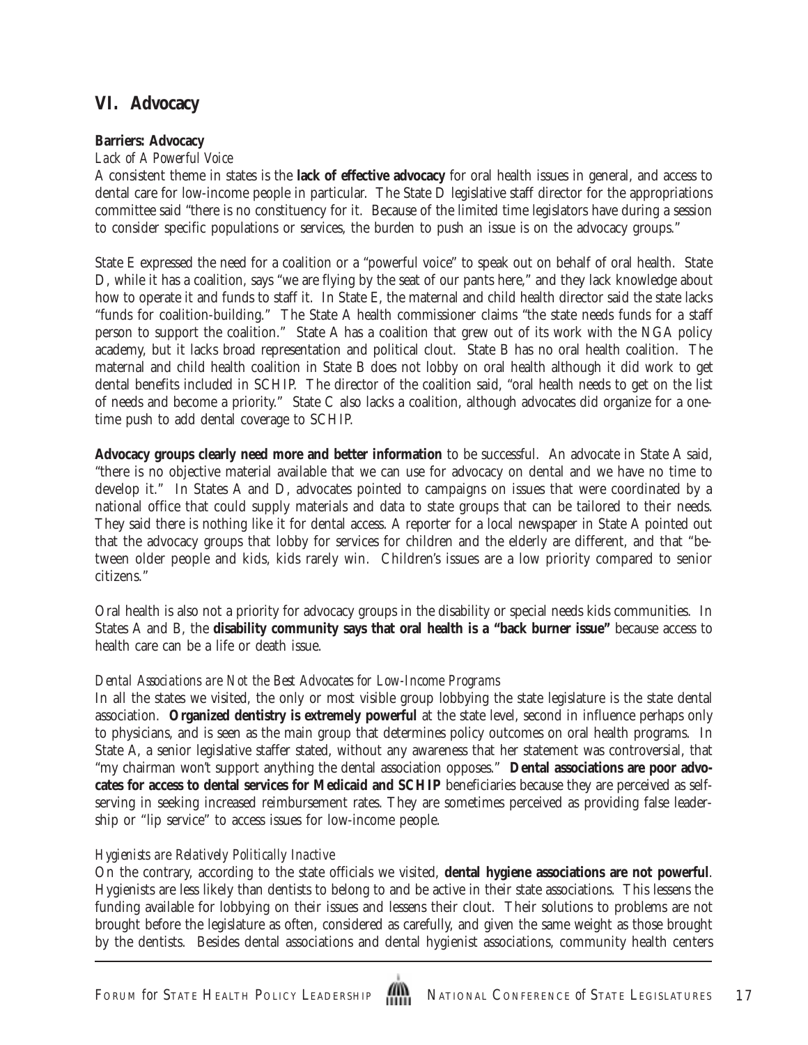## VI. Advocacy

**Barriers: Advocacy**

*Lack of A Powerful Voice*

A consistent theme in states is the **lack of effective advocacy** for oral health issues in general, and access to dental care for low-income people in particular. The State D legislative staff director for the appropriations committee said "there is no constituency for it. Because of the limited time legislators have during a session to consider specific populations or services, the burden to push an issue is on the advocacy groups."

State E expressed the need for a coalition or a "powerful voice" to speak out on behalf of oral health. State D, while it has a coalition, says "we are flying by the seat of our pants here," and they lack knowledge about how to operate it and funds to staff it. In State E, the maternal and child health director said the state lacks "funds for coalition-building." The State A health commissioner claims "the state needs funds for a staff person to support the coalition." State A has a coalition that grew out of its work with the NGA policy academy, but it lacks broad representation and political clout. State B has no oral health coalition. The maternal and child health coalition in State B does not lobby on oral health although it did work to get dental benefits included in SCHIP. The director of the coalition said, "oral health needs to get on the list of needs and become a priority." State C also lacks a coalition, although advocates did organize for a one-time push to add dental coverage to SCHIP.

**Advocacy groups clearly need more and better information** to be successful. An advocate in State A said, "there is no objective material available that we can use for advocacy on dental and we have no time to develop it." In States A and D, advocates pointed to campaigns on issues that were coordinated by a national office that could supply materials and data to state groups that can be tailored to their needs. They said there is nothing like it for dental access. A reporter for a local newspaper in State A pointed out that the advocacy groups that lobby for services for children and the elderly are different, and that "between older people and kids, kids rarely win. Children's issues are a low priority compared to senior citizens."

Oral health is also not a priority for advocacy groups in the disability or special needs kids communities. In States A and B, the **disability community says that oral health is a "back burner issue"** because access to health care can be a life or death issue.

*Dental Associations are Not the Best Advocates for Low-Income Programs*

In all the states we visited, the only or most visible group lobbying the state legislature is the state dental association. **Organized dentistry is extremely powerful** at the state level, second in influence perhaps only to physicians, and is seen as the main group that determines policy outcomes on oral health programs. In State A, a senior legislative staffer stated, without any awareness that her statement was controversial, that "my chairman won't support anything the dental association opposes." **Dental associations are poor advocates for access to dental services for Medicaid and SCHIP** beneficiaries because they are perceived as self-serving in seeking increased reimbursement rates. They are sometimes perceived as providing false leadership or "lip service" to access issues for low-income people.

*Hygienists are Relatively Politically Inactive*

On the contrary, according to the state officials we visited, **dental hygiene associations are not powerful**. Hygienists are less likely than dentists to belong to and be active in their state associations. This lessens the funding available for lobbying on their issues and lessens their clout. Their solutions to problems are not brought before the legislature as often, considered as carefully, and given the same weight as those brought by the dentists. Besides dental associations and dental hygienist associations, community health centers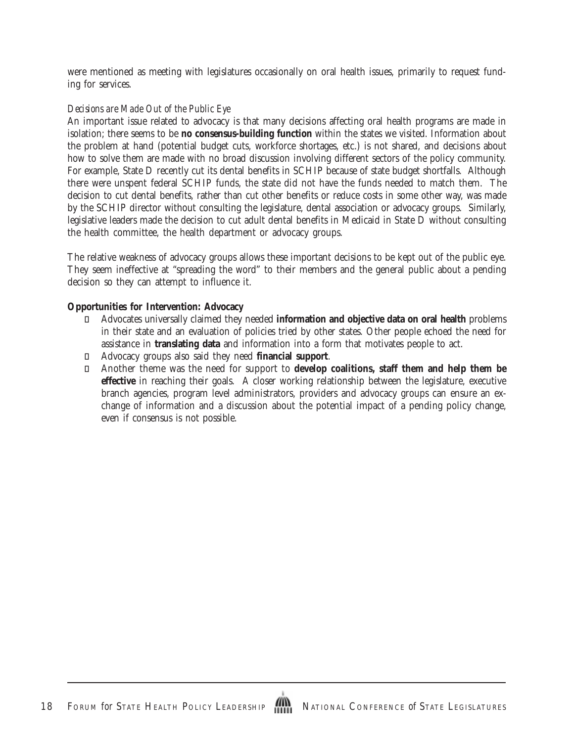were mentioned as meeting with legislatures occasionally on oral health issues, primarily to request funding for services.

*Decisions are Made Out of the Public Eye*

An important issue related to advocacy is that many decisions affecting oral health programs are made in isolation; there seems to be **no consensus-building function** within the states we visited. Information about the problem at hand (potential budget cuts, workforce shortages, etc.) is not shared, and decisions about how to solve them are made with no broad discussion involving different sectors of the policy community. For example, State D recently cut its dental benefits in SCHIP because of state budget shortfalls. Although there were unspent federal SCHIP funds, the state did not have the funds needed to match them. The decision to cut dental benefits, rather than cut other benefits or reduce costs in some other way, was made by the SCHIP director without consulting the legislature, dental association or advocacy groups. Similarly, legislative leaders made the decision to cut adult dental benefits in Medicaid in State D without consulting the health committee, the health department or advocacy groups.

The relative weakness of advocacy groups allows these important decisions to be kept out of the public eye. They seem ineffective at "spreading the word" to their members and the general public about a pending decision so they can attempt to influence it.

**Opportunities for Intervention: Advocacy**

- Advocates universally claimed they needed **information and objective data on oral health** problems in their state and an evaluation of policies tried by other states. Other people echoed the need for assistance in **translating data** and information into a form that motivates people to act.
- Advocacy groups also said they need **financial support**.
- Another theme was the need for support to **develop coalitions, staff them and help them be effective** in reaching their goals. A closer working relationship between the legislature, executive branch agencies, program level administrators, providers and advocacy groups can ensure an exchange of information and a discussion about the potential impact of a pending policy change, even if consensus is not possible.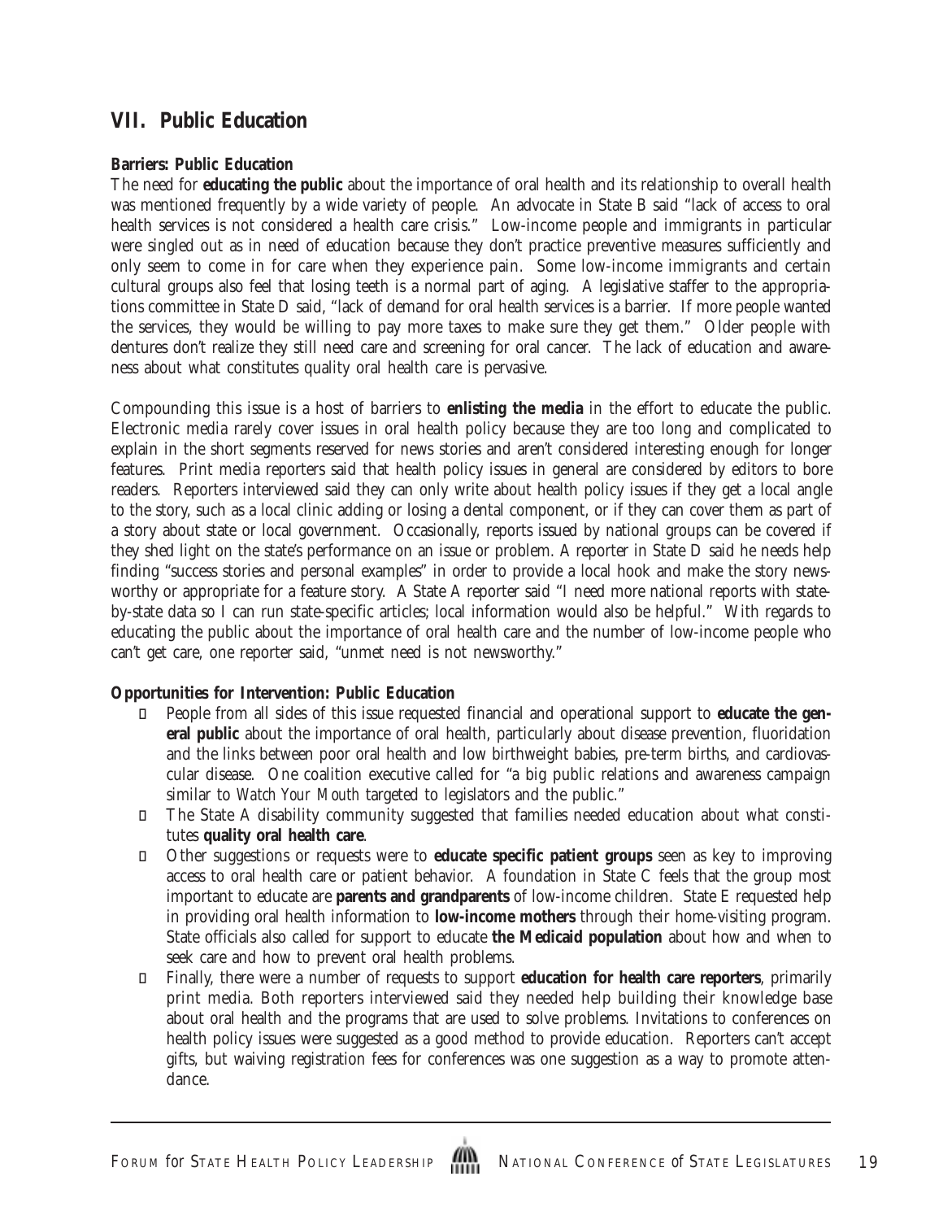## VII. Public Education

**Barriers: Public Education**

The need for **educating the public** about the importance of oral health and its relationship to overall health was mentioned frequently by a wide variety of people. An advocate in State B said "lack of access to oral health services is not considered a health care crisis." Low-income people and immigrants in particular were singled out as in need of education because they don't practice preventive measures sufficiently and only seem to come in for care when they experience pain. Some low-income immigrants and certain cultural groups also feel that losing teeth is a normal part of aging. A legislative staffer to the appropriations committee in State D said, "lack of demand for oral health services is a barrier. If more people wanted the services, they would be willing to pay more taxes to make sure they get them." Older people with dentures don't realize they still need care and screening for oral cancer. The lack of education and awareness about what constitutes quality oral health care is pervasive.

Compounding this issue is a host of barriers to **enlisting the media** in the effort to educate the public. Electronic media rarely cover issues in oral health policy because they are too long and complicated to explain in the short segments reserved for news stories and aren't considered interesting enough for longer features. Print media reporters said that health policy issues in general are considered by editors to bore readers. Reporters interviewed said they can only write about health policy issues if they get a local angle to the story, such as a local clinic adding or losing a dental component, or if they can cover them as part of a story about state or local government. Occasionally, reports issued by national groups can be covered if they shed light on the state's performance on an issue or problem. A reporter in State D said he needs help finding "success stories and personal examples" in order to provide a local hook and make the story newsworthy or appropriate for a feature story. A State A reporter said "I need more national reports with state-by-state data so I can run state-specific articles; local information would also be helpful." With regards to educating the public about the importance of oral health care and the number of low-income people who can't get care, one reporter said, "unmet need is not newsworthy."

**Opportunities for Intervention: Public Education**

- People from all sides of this issue requested financial and operational support to **educate the general public** about the importance of oral health, particularly about disease prevention, fluoridation and the links between poor oral health and low birthweight babies, pre-term births, and cardiovascular disease. One coalition executive called for "a big public relations and awareness campaign similar to *Watch Your Mouth* targeted to legislators and the public."
- The State A disability community suggested that families needed education about what constitutes **quality oral health care**.
- Other suggestions or requests were to **educate specific patient groups** seen as key to improving access to oral health care or patient behavior. A foundation in State C feels that the group most important to educate are **parents and grandparents** of low-income children. State E requested help in providing oral health information to **low-income mothers** through their home-visiting program. State officials also called for support to educate **the Medicaid population** about how and when to seek care and how to prevent oral health problems.
- Finally, there were a number of requests to support **education for health care reporters**, primarily print media. Both reporters interviewed said they needed help building their knowledge base about oral health and the programs that are used to solve problems. Invitations to conferences on health policy issues were suggested as a good method to provide education. Reporters can't accept gifts, but waiving registration fees for conferences was one suggestion as a way to promote attendance.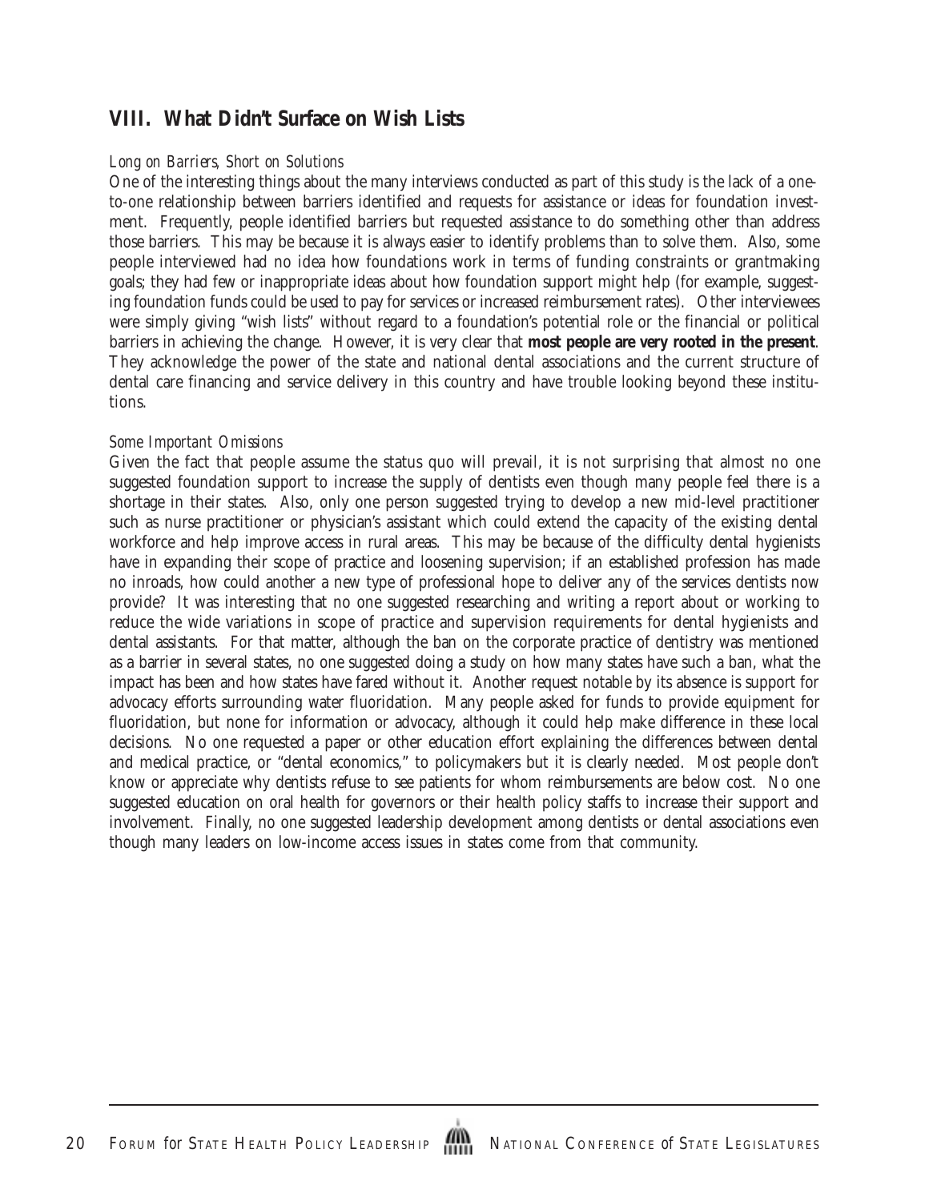## VIII. What Didn't Surface on Wish Lists

*Long on Barriers, Short on Solutions*

One of the interesting things about the many interviews conducted as part of this study is the lack of a one-to-one relationship between barriers identified and requests for assistance or ideas for foundation investment. Frequently, people identified barriers but requested assistance to do something other than address those barriers. This may be because it is always easier to identify problems than to solve them. Also, some people interviewed had no idea how foundations work in terms of funding constraints or grantmaking goals; they had few or inappropriate ideas about how foundation support might help (for example, suggesting foundation funds could be used to pay for services or increased reimbursement rates). Other interviewees were simply giving "wish lists" without regard to a foundation's potential role or the financial or political barriers in achieving the change. However, it is very clear that **most people are very rooted in the present**. They acknowledge the power of the state and national dental associations and the current structure of dental care financing and service delivery in this country and have trouble looking beyond these institutions.

*Some Important Omissions*

Given the fact that people assume the status quo will prevail, it is not surprising that almost no one suggested foundation support to increase the supply of dentists even though many people feel there is a shortage in their states. Also, only one person suggested trying to develop a new mid-level practitioner such as nurse practitioner or physician's assistant which could extend the capacity of the existing dental workforce and help improve access in rural areas. This may be because of the difficulty dental hygienists have in expanding their scope of practice and loosening supervision; if an established profession has made no inroads, how could another a new type of professional hope to deliver any of the services dentists now provide? It was interesting that no one suggested researching and writing a report about or working to reduce the wide variations in scope of practice and supervision requirements for dental hygienists and dental assistants. For that matter, although the ban on the corporate practice of dentistry was mentioned as a barrier in several states, no one suggested doing a study on how many states have such a ban, what the impact has been and how states have fared without it. Another request notable by its absence is support for advocacy efforts surrounding water fluoridation. Many people asked for funds to provide equipment for fluoridation, but none for information or advocacy, although it could help make difference in these local decisions. No one requested a paper or other education effort explaining the differences between dental and medical practice, or "dental economics," to policymakers but it is clearly needed. Most people don't know or appreciate why dentists refuse to see patients for whom reimbursements are below cost. No one suggested education on oral health for governors or their health policy staffs to increase their support and involvement. Finally, no one suggested leadership development among dentists or dental associations even though many leaders on low-income access issues in states come from that community.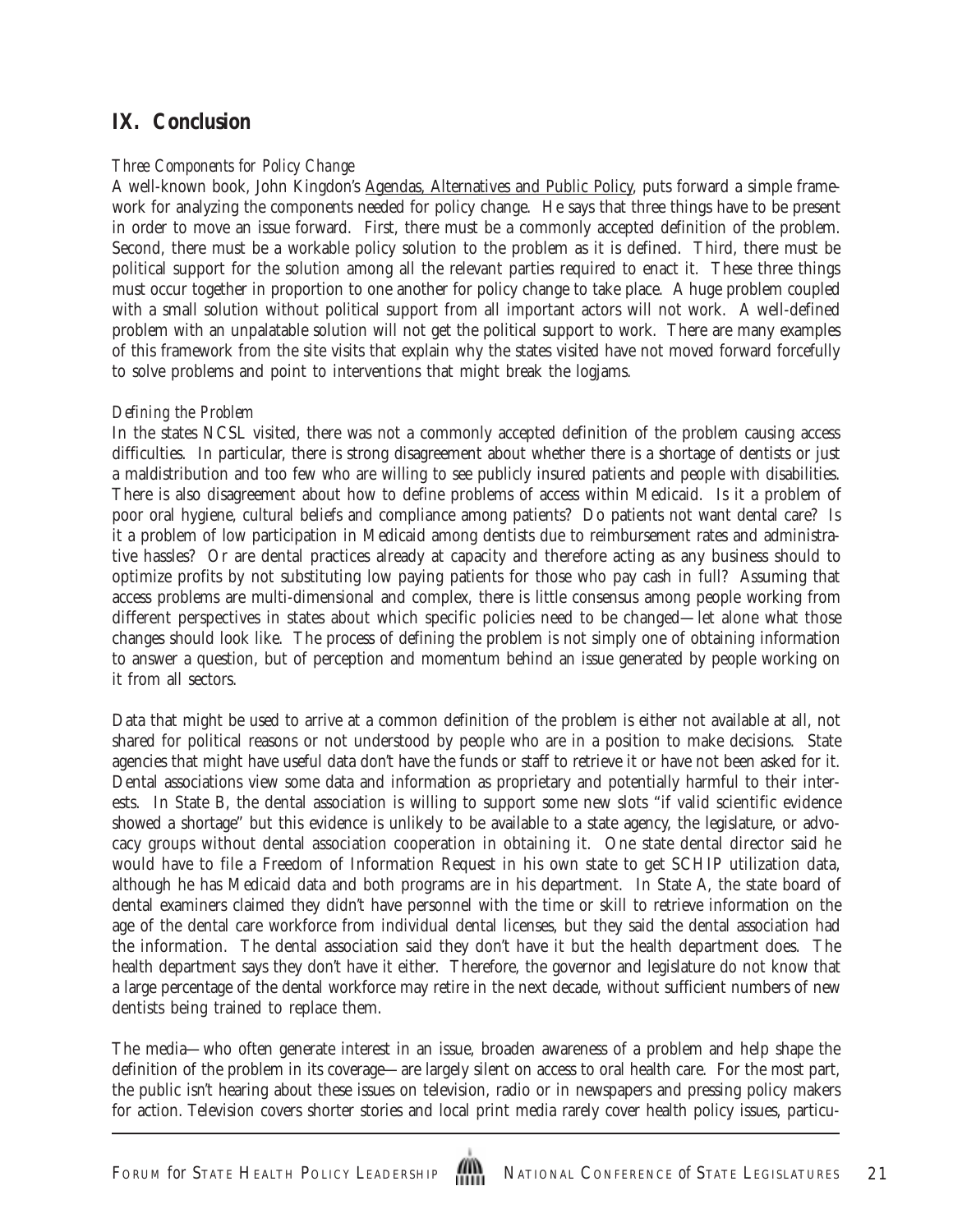## IX. Conclusion

*Three Components for Policy Change*

A well-known book, John Kingdon's Agendas, Alternatives and Public Policy, puts forward a simple framework for analyzing the components needed for policy change. He says that three things have to be present in order to move an issue forward. First, there must be a commonly accepted definition of the problem. Second, there must be a workable policy solution to the problem as it is defined. Third, there must be political support for the solution among all the relevant parties required to enact it. These three things must occur together in proportion to one another for policy change to take place. A huge problem coupled with a small solution without political support from all important actors will not work. A well-defined problem with an unpalatable solution will not get the political support to work. There are many examples of this framework from the site visits that explain why the states visited have not moved forward forcefully to solve problems and point to interventions that might break the logjams.

*Defining the Problem*

In the states NCSL visited, there was not a commonly accepted definition of the problem causing access difficulties. In particular, there is strong disagreement about whether there is a shortage of dentists or just a maldistribution and too few who are willing to see publicly insured patients and people with disabilities. There is also disagreement about how to define problems of access within Medicaid. Is it a problem of poor oral hygiene, cultural beliefs and compliance among patients? Do patients not want dental care? Is it a problem of low participation in Medicaid among dentists due to reimbursement rates and administrative hassles? Or are dental practices already at capacity and therefore acting as any business should to optimize profits by not substituting low paying patients for those who pay cash in full? Assuming that access problems are multi-dimensional and complex, there is little consensus among people working from different perspectives in states about which specific policies need to be changed—let alone what those changes should look like. The process of defining the problem is not simply one of obtaining information to answer a question, but of perception and momentum behind an issue generated by people working on it from all sectors.

Data that might be used to arrive at a common definition of the problem is either not available at all, not shared for political reasons or not understood by people who are in a position to make decisions. State agencies that might have useful data don't have the funds or staff to retrieve it or have not been asked for it. Dental associations view some data and information as proprietary and potentially harmful to their interests. In State B, the dental association is willing to support some new slots "if valid scientific evidence showed a shortage" but this evidence is unlikely to be available to a state agency, the legislature, or advocacy groups without dental association cooperation in obtaining it. One state dental director said he would have to file a Freedom of Information Request in his own state to get SCHIP utilization data, although he has Medicaid data and both programs are in his department. In State A, the state board of dental examiners claimed they didn't have personnel with the time or skill to retrieve information on the age of the dental care workforce from individual dental licenses, but they said the dental association had the information. The dental association said they don't have it but the health department does. The health department says they don't have it either. Therefore, the governor and legislature do not know that a large percentage of the dental workforce may retire in the next decade, without sufficient numbers of new dentists being trained to replace them.

The media—who often generate interest in an issue, broaden awareness of a problem and help shape the definition of the problem in its coverage—are largely silent on access to oral health care. For the most part, the public isn't hearing about these issues on television, radio or in newspapers and pressing policy makers for action. Television covers shorter stories and local print media rarely cover health policy issues, particu-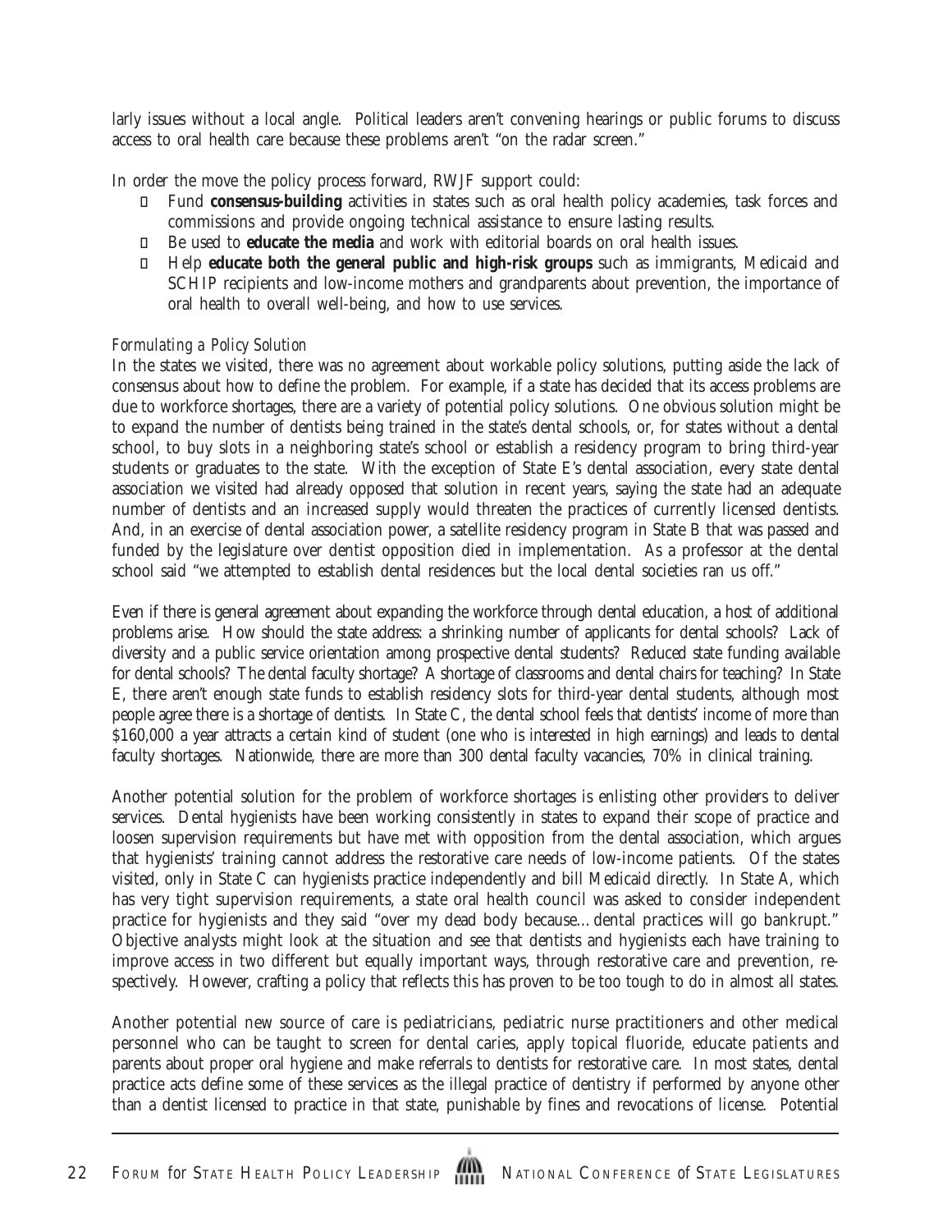larly issues without a local angle. Political leaders aren't convening hearings or public forums to discuss access to oral health care because these problems aren't "on the radar screen."

In order the move the policy process forward, RWJF support could:

- Fund **consensus-building** activities in states such as oral health policy academies, task forces and commissions and provide ongoing technical assistance to ensure lasting results.
- Be used to **educate the media** and work with editorial boards on oral health issues.
- Help **educate both the general public and high-risk groups** such as immigrants, Medicaid and SCHIP recipients and low-income mothers and grandparents about prevention, the importance of oral health to overall well-being, and how to use services.

*Formulating a Policy Solution*

In the states we visited, there was no agreement about workable policy solutions, putting aside the lack of consensus about how to define the problem. For example, if a state has decided that its access problems are due to workforce shortages, there are a variety of potential policy solutions. One obvious solution might be to expand the number of dentists being trained in the state's dental schools, or, for states without a dental school, to buy slots in a neighboring state's school or establish a residency program to bring third-year students or graduates to the state. With the exception of State E's dental association, every state dental association we visited had already opposed that solution in recent years, saying the state had an adequate number of dentists and an increased supply would threaten the practices of currently licensed dentists. And, in an exercise of dental association power, a satellite residency program in State B that was passed and funded by the legislature over dentist opposition died in implementation. As a professor at the dental school said "we attempted to establish dental residences but the local dental societies ran us off."

Even if there is general agreement about expanding the workforce through dental education, a host of additional problems arise. How should the state address: a shrinking number of applicants for dental schools? Lack of diversity and a public service orientation among prospective dental students? Reduced state funding available for dental schools? The dental faculty shortage? A shortage of classrooms and dental chairs for teaching? In State E, there aren't enough state funds to establish residency slots for third-year dental students, although most people agree there is a shortage of dentists. In State C, the dental school feels that dentists' income of more than $160,000 a year attracts a certain kind of student (one who is interested in high earnings) and leads to dental faculty shortages. Nationwide, there are more than 300 dental faculty vacancies, 70% in clinical training.

Another potential solution for the problem of workforce shortages is enlisting other providers to deliver services. Dental hygienists have been working consistently in states to expand their scope of practice and loosen supervision requirements but have met with opposition from the dental association, which argues that hygienists' training cannot address the restorative care needs of low-income patients. Of the states visited, only in State C can hygienists practice independently and bill Medicaid directly. In State A, which has very tight supervision requirements, a state oral health council was asked to consider independent practice for hygienists and they said "over my dead body because…dental practices will go bankrupt." Objective analysts might look at the situation and see that dentists and hygienists each have training to improve access in two different but equally important ways, through restorative care and prevention, respectively. However, crafting a policy that reflects this has proven to be too tough to do in almost all states.

Another potential new source of care is pediatricians, pediatric nurse practitioners and other medical personnel who can be taught to screen for dental caries, apply topical fluoride, educate patients and parents about proper oral hygiene and make referrals to dentists for restorative care. In most states, dental practice acts define some of these services as the illegal practice of dentistry if performed by anyone other than a dentist licensed to practice in that state, punishable by fines and revocations of license. Potential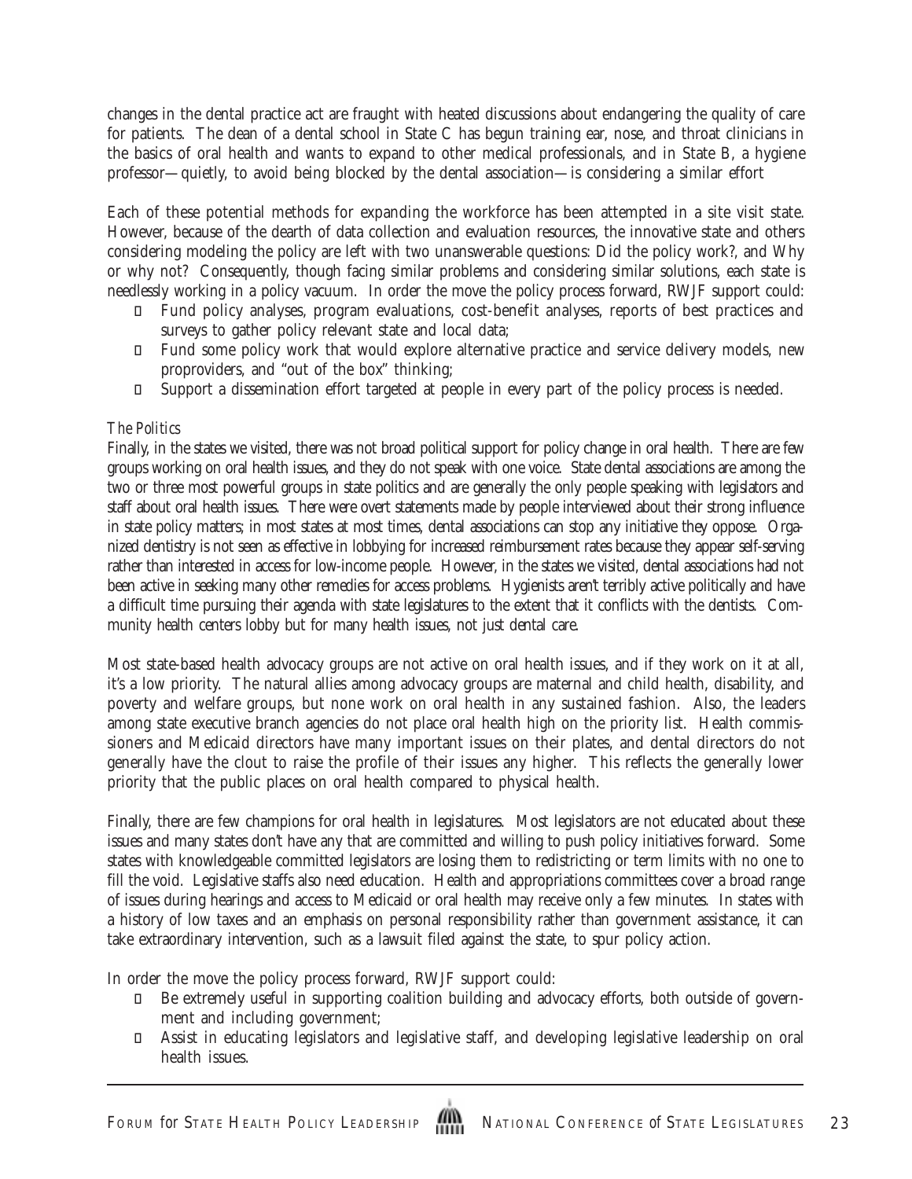changes in the dental practice act are fraught with heated discussions about endangering the quality of care for patients. The dean of a dental school in State C has begun training ear, nose, and throat clinicians in the basics of oral health and wants to expand to other medical professionals, and in State B, a hygiene professor—quietly, to avoid being blocked by the dental association—is considering a similar effort

Each of these potential methods for expanding the workforce has been attempted in a site visit state. However, because of the dearth of data collection and evaluation resources, the innovative state and others considering modeling the policy are left with two unanswerable questions: Did the policy work?, and Why or why not? Consequently, though facing similar problems and considering similar solutions, each state is needlessly working in a policy vacuum. In order the move the policy process forward, RWJF support could:

- Fund policy analyses, program evaluations, cost-benefit analyses, reports of best practices and surveys to gather policy relevant state and local data;
- Fund some policy work that would explore alternative practice and service delivery models, new proproviders, and "out of the box" thinking;
- Support a dissemination effort targeted at people in every part of the policy process is needed.

*The Politics*

Finally, in the states we visited, there was not broad political support for policy change in oral health. There are few groups working on oral health issues, and they do not speak with one voice. State dental associations are among the two or three most powerful groups in state politics and are generally the only people speaking with legislators and staff about oral health issues. There were overt statements made by people interviewed about their strong influence in state policy matters; in most states at most times, dental associations can stop any initiative they oppose. Organized dentistry is not seen as effective in lobbying for increased reimbursement rates because they appear self-serving rather than interested in access for low-income people. However, in the states we visited, dental associations had not been active in seeking many other remedies for access problems. Hygienists aren't terribly active politically and have a difficult time pursuing their agenda with state legislatures to the extent that it conflicts with the dentists. Community health centers lobby but for many health issues, not just dental care.

Most state-based health advocacy groups are not active on oral health issues, and if they work on it at all, it's a low priority. The natural allies among advocacy groups are maternal and child health, disability, and poverty and welfare groups, but none work on oral health in any sustained fashion. Also, the leaders among state executive branch agencies do not place oral health high on the priority list. Health commissioners and Medicaid directors have many important issues on their plates, and dental directors do not generally have the clout to raise the profile of their issues any higher. This reflects the generally lower priority that the public places on oral health compared to physical health.

Finally, there are few champions for oral health in legislatures. Most legislators are not educated about these issues and many states don't have any that are committed and willing to push policy initiatives forward. Some states with knowledgeable committed legislators are losing them to redistricting or term limits with no one to fill the void. Legislative staffs also need education. Health and appropriations committees cover a broad range of issues during hearings and access to Medicaid or oral health may receive only a few minutes. In states with a history of low taxes and an emphasis on personal responsibility rather than government assistance, it can take extraordinary intervention, such as a lawsuit filed against the state, to spur policy action.

In order the move the policy process forward, RWJF support could:

- Be extremely useful in supporting coalition building and advocacy efforts, both outside of government and including government;
- Assist in educating legislators and legislative staff, and developing legislative leadership on oral health issues.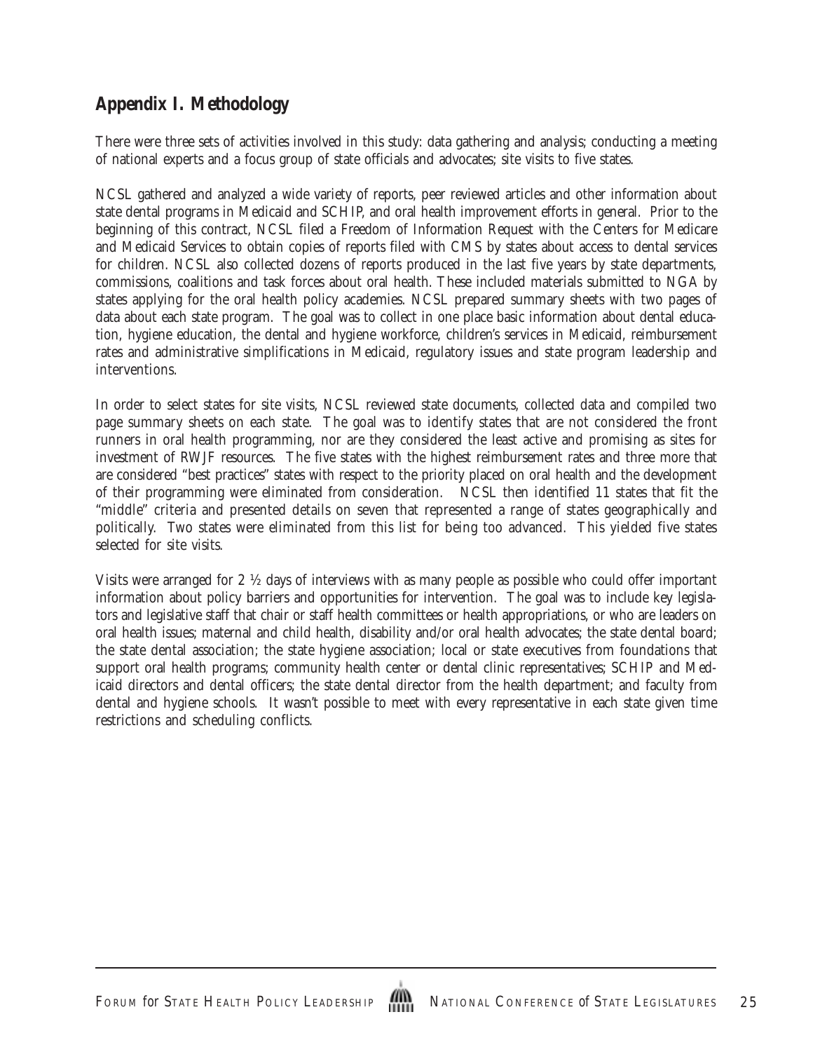## Appendix I. Methodology

There were three sets of activities involved in this study: data gathering and analysis; conducting a meeting of national experts and a focus group of state officials and advocates; site visits to five states.

NCSL gathered and analyzed a wide variety of reports, peer reviewed articles and other information about state dental programs in Medicaid and SCHIP, and oral health improvement efforts in general. Prior to the beginning of this contract, NCSL filed a Freedom of Information Request with the Centers for Medicare and Medicaid Services to obtain copies of reports filed with CMS by states about access to dental services for children. NCSL also collected dozens of reports produced in the last five years by state departments, commissions, coalitions and task forces about oral health. These included materials submitted to NGA by states applying for the oral health policy academies. NCSL prepared summary sheets with two pages of data about each state program. The goal was to collect in one place basic information about dental education, hygiene education, the dental and hygiene workforce, children's services in Medicaid, reimbursement rates and administrative simplifications in Medicaid, regulatory issues and state program leadership and interventions.

In order to select states for site visits, NCSL reviewed state documents, collected data and compiled two page summary sheets on each state. The goal was to identify states that are not considered the front runners in oral health programming, nor are they considered the least active and promising as sites for investment of RWJF resources. The five states with the highest reimbursement rates and three more that are considered "best practices" states with respect to the priority placed on oral health and the development of their programming were eliminated from consideration. NCSL then identified 11 states that fit the "middle" criteria and presented details on seven that represented a range of states geographically and politically. Two states were eliminated from this list for being too advanced. This yielded five states selected for site visits.

Visits were arranged for 2 ½ days of interviews with as many people as possible who could offer important information about policy barriers and opportunities for intervention. The goal was to include key legislators and legislative staff that chair or staff health committees or health appropriations, or who are leaders on oral health issues; maternal and child health, disability and/or oral health advocates; the state dental board; the state dental association; the state hygiene association; local or state executives from foundations that support oral health programs; community health center or dental clinic representatives; SCHIP and Medicaid directors and dental officers; the state dental director from the health department; and faculty from dental and hygiene schools. It wasn't possible to meet with every representative in each state given time restrictions and scheduling conflicts.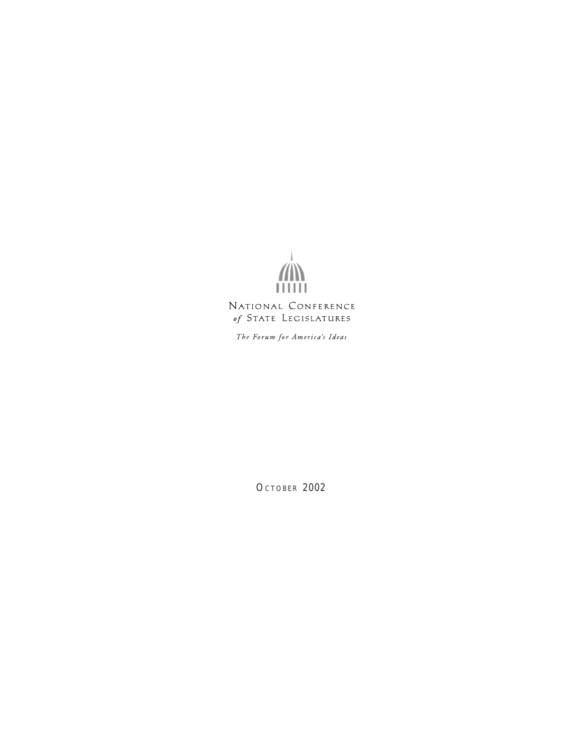NATIONAL CONFERENCE
*of* STATE LEGISLATURES

*The Forum for America's Ideas*

OCTOBER 2002